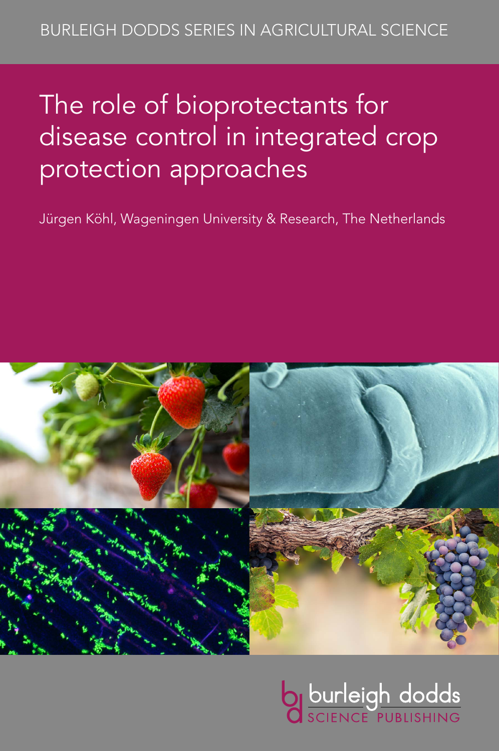BURLEIGH DODDS SERIES IN AGRICULTURAL SCIENCE

# The role of bioprotectants for disease control in integrated crop protection approaches

Jürgen Köhl, Wageningen University & Research, The Netherlands

burleigh dodds SCIENCE PUBLISHING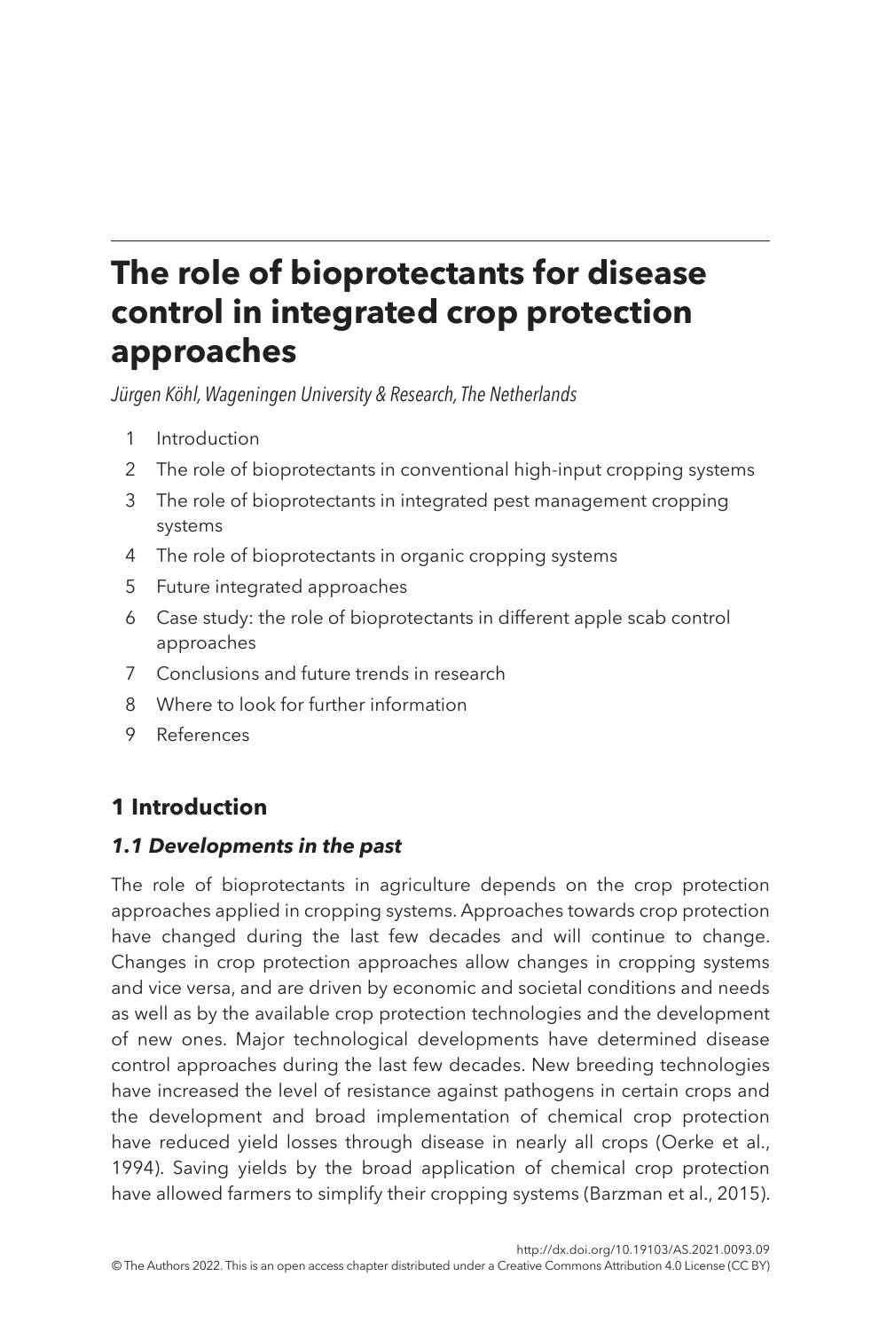# The role of bioprotectants for disease control in integrated crop protection approaches

*Jürgen Köhl, Wageningen University & Research, The Netherlands*

1. Introduction
2. The role of bioprotectants in conventional high-input cropping systems
3. The role of bioprotectants in integrated pest management cropping systems
4. The role of bioprotectants in organic cropping systems
5. Future integrated approaches
6. Case study: the role of bioprotectants in different apple scab control approaches
7. Conclusions and future trends in research
8. Where to look for further information
9. References

## 1 Introduction

### *1.1 Developments in the past*

The role of bioprotectants in agriculture depends on the crop protection approaches applied in cropping systems. Approaches towards crop protection have changed during the last few decades and will continue to change. Changes in crop protection approaches allow changes in cropping systems and vice versa, and are driven by economic and societal conditions and needs as well as by the available crop protection technologies and the development of new ones. Major technological developments have determined disease control approaches during the last few decades. New breeding technologies have increased the level of resistance against pathogens in certain crops and the development and broad implementation of chemical crop protection have reduced yield losses through disease in nearly all crops (Oerke et al., 1994). Saving yields by the broad application of chemical crop protection have allowed farmers to simplify their cropping systems (Barzman et al., 2015).

http://dx.doi.org/10.19103/AS.2021.0093.09

© The Authors 2022. This is an open access chapter distributed under a Creative Commons Attribution 4.0 License (CC BY)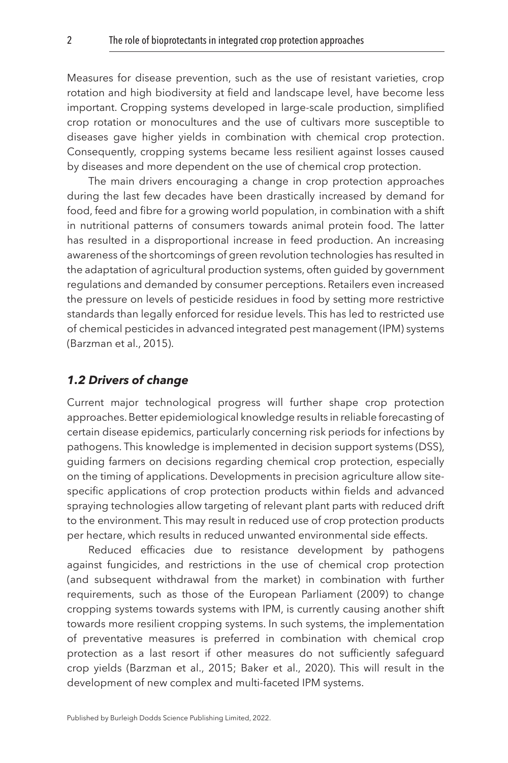Measures for disease prevention, such as the use of resistant varieties, crop rotation and high biodiversity at field and landscape level, have become less important. Cropping systems developed in large-scale production, simplified crop rotation or monocultures and the use of cultivars more susceptible to diseases gave higher yields in combination with chemical crop protection. Consequently, cropping systems became less resilient against losses caused by diseases and more dependent on the use of chemical crop protection.

The main drivers encouraging a change in crop protection approaches during the last few decades have been drastically increased by demand for food, feed and fibre for a growing world population, in combination with a shift in nutritional patterns of consumers towards animal protein food. The latter has resulted in a disproportional increase in feed production. An increasing awareness of the shortcomings of green revolution technologies has resulted in the adaptation of agricultural production systems, often guided by government regulations and demanded by consumer perceptions. Retailers even increased the pressure on levels of pesticide residues in food by setting more restrictive standards than legally enforced for residue levels. This has led to restricted use of chemical pesticides in advanced integrated pest management (IPM) systems (Barzman et al., 2015).

## *1.2 Drivers of change*

Current major technological progress will further shape crop protection approaches. Better epidemiological knowledge results in reliable forecasting of certain disease epidemics, particularly concerning risk periods for infections by pathogens. This knowledge is implemented in decision support systems (DSS), guiding farmers on decisions regarding chemical crop protection, especially on the timing of applications. Developments in precision agriculture allow site-specific applications of crop protection products within fields and advanced spraying technologies allow targeting of relevant plant parts with reduced drift to the environment. This may result in reduced use of crop protection products per hectare, which results in reduced unwanted environmental side effects.

Reduced efficacies due to resistance development by pathogens against fungicides, and restrictions in the use of chemical crop protection (and subsequent withdrawal from the market) in combination with further requirements, such as those of the European Parliament (2009) to change cropping systems towards systems with IPM, is currently causing another shift towards more resilient cropping systems. In such systems, the implementation of preventative measures is preferred in combination with chemical crop protection as a last resort if other measures do not sufficiently safeguard crop yields (Barzman et al., 2015; Baker et al., 2020). This will result in the development of new complex and multi-faceted IPM systems.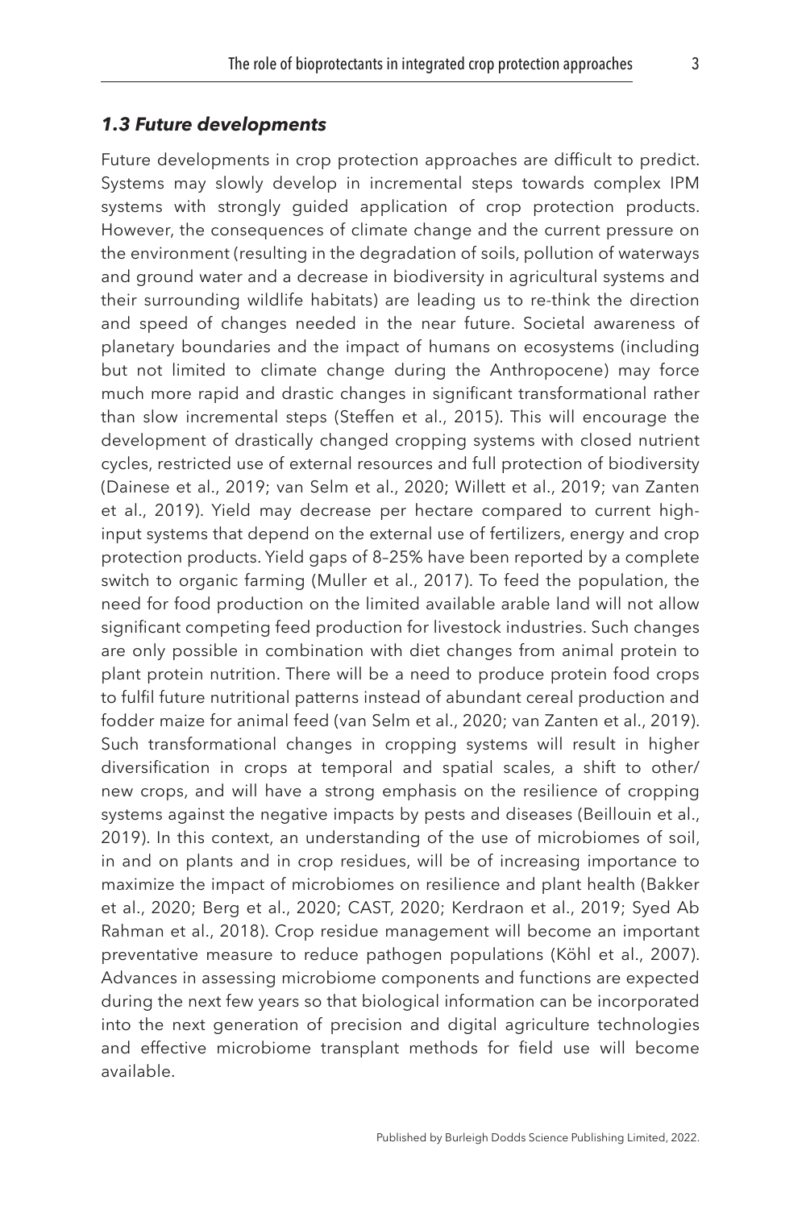### *1.3 Future developments*

Future developments in crop protection approaches are difficult to predict. Systems may slowly develop in incremental steps towards complex IPM systems with strongly guided application of crop protection products. However, the consequences of climate change and the current pressure on the environment (resulting in the degradation of soils, pollution of waterways and ground water and a decrease in biodiversity in agricultural systems and their surrounding wildlife habitats) are leading us to re-think the direction and speed of changes needed in the near future. Societal awareness of planetary boundaries and the impact of humans on ecosystems (including but not limited to climate change during the Anthropocene) may force much more rapid and drastic changes in significant transformational rather than slow incremental steps (Steffen et al., 2015). This will encourage the development of drastically changed cropping systems with closed nutrient cycles, restricted use of external resources and full protection of biodiversity (Dainese et al., 2019; van Selm et al., 2020; Willett et al., 2019; van Zanten et al., 2019). Yield may decrease per hectare compared to current high-input systems that depend on the external use of fertilizers, energy and crop protection products. Yield gaps of 8–25% have been reported by a complete switch to organic farming (Muller et al., 2017). To feed the population, the need for food production on the limited available arable land will not allow significant competing feed production for livestock industries. Such changes are only possible in combination with diet changes from animal protein to plant protein nutrition. There will be a need to produce protein food crops to fulfil future nutritional patterns instead of abundant cereal production and fodder maize for animal feed (van Selm et al., 2020; van Zanten et al., 2019). Such transformational changes in cropping systems will result in higher diversification in crops at temporal and spatial scales, a shift to other/new crops, and will have a strong emphasis on the resilience of cropping systems against the negative impacts by pests and diseases (Beillouin et al., 2019). In this context, an understanding of the use of microbiomes of soil, in and on plants and in crop residues, will be of increasing importance to maximize the impact of microbiomes on resilience and plant health (Bakker et al., 2020; Berg et al., 2020; CAST, 2020; Kerdraon et al., 2019; Syed Ab Rahman et al., 2018). Crop residue management will become an important preventative measure to reduce pathogen populations (Köhl et al., 2007). Advances in assessing microbiome components and functions are expected during the next few years so that biological information can be incorporated into the next generation of precision and digital agriculture technologies and effective microbiome transplant methods for field use will become available.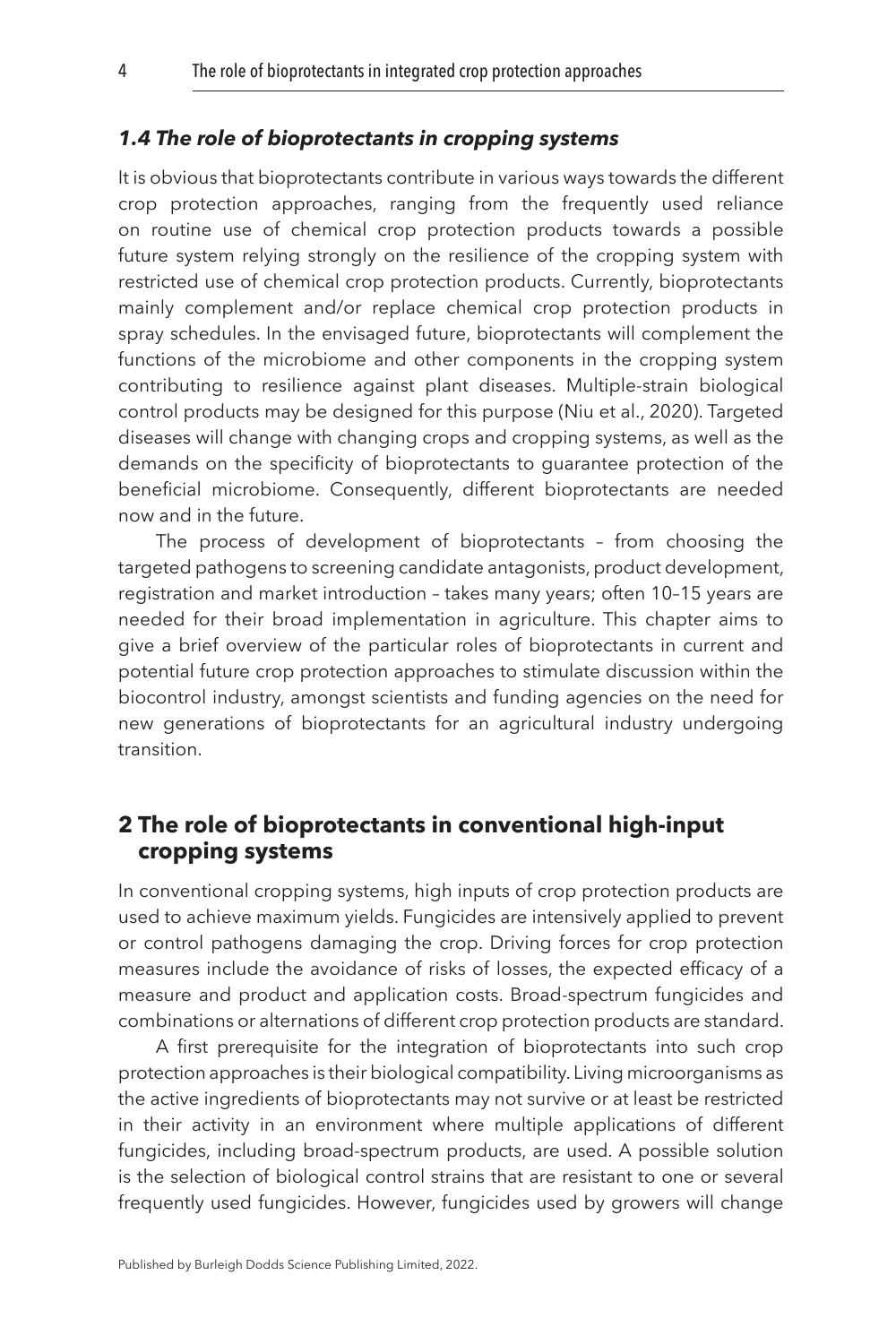### *1.4 The role of bioprotectants in cropping systems*

It is obvious that bioprotectants contribute in various ways towards the different crop protection approaches, ranging from the frequently used reliance on routine use of chemical crop protection products towards a possible future system relying strongly on the resilience of the cropping system with restricted use of chemical crop protection products. Currently, bioprotectants mainly complement and/or replace chemical crop protection products in spray schedules. In the envisaged future, bioprotectants will complement the functions of the microbiome and other components in the cropping system contributing to resilience against plant diseases. Multiple-strain biological control products may be designed for this purpose (Niu et al., 2020). Targeted diseases will change with changing crops and cropping systems, as well as the demands on the specificity of bioprotectants to guarantee protection of the beneficial microbiome. Consequently, different bioprotectants are needed now and in the future.

The process of development of bioprotectants – from choosing the targeted pathogens to screening candidate antagonists, product development, registration and market introduction – takes many years; often 10–15 years are needed for their broad implementation in agriculture. This chapter aims to give a brief overview of the particular roles of bioprotectants in current and potential future crop protection approaches to stimulate discussion within the biocontrol industry, amongst scientists and funding agencies on the need for new generations of bioprotectants for an agricultural industry undergoing transition.

## 2 The role of bioprotectants in conventional high-input cropping systems

In conventional cropping systems, high inputs of crop protection products are used to achieve maximum yields. Fungicides are intensively applied to prevent or control pathogens damaging the crop. Driving forces for crop protection measures include the avoidance of risks of losses, the expected efficacy of a measure and product and application costs. Broad-spectrum fungicides and combinations or alternations of different crop protection products are standard.

A first prerequisite for the integration of bioprotectants into such crop protection approaches is their biological compatibility. Living microorganisms as the active ingredients of bioprotectants may not survive or at least be restricted in their activity in an environment where multiple applications of different fungicides, including broad-spectrum products, are used. A possible solution is the selection of biological control strains that are resistant to one or several frequently used fungicides. However, fungicides used by growers will change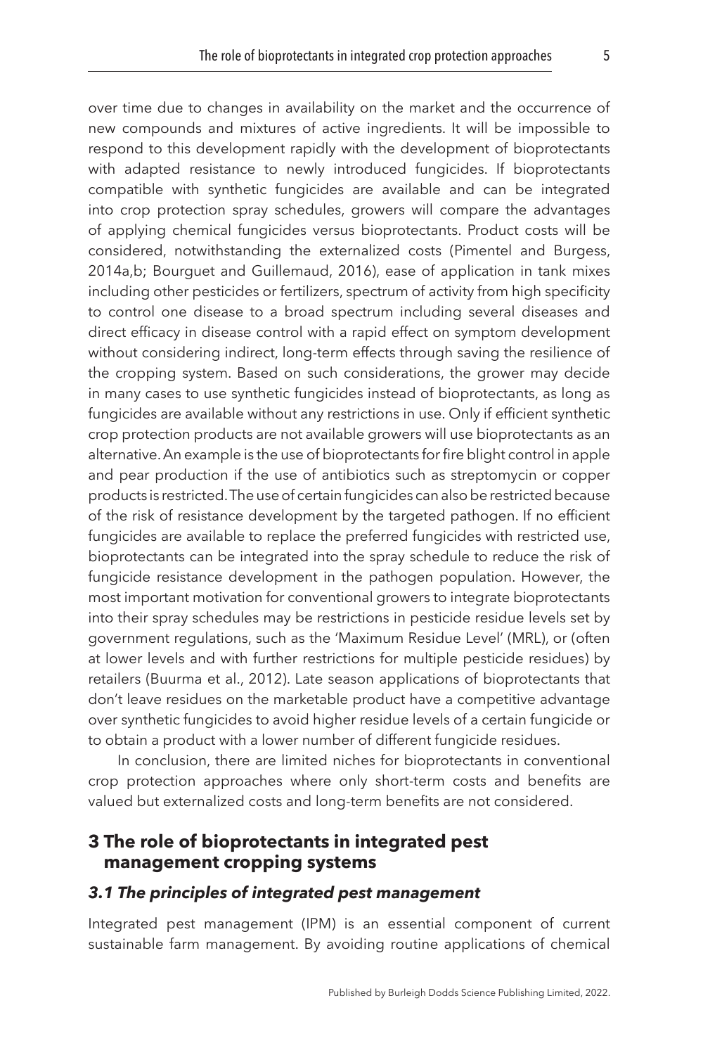over time due to changes in availability on the market and the occurrence of new compounds and mixtures of active ingredients. It will be impossible to respond to this development rapidly with the development of bioprotectants with adapted resistance to newly introduced fungicides. If bioprotectants compatible with synthetic fungicides are available and can be integrated into crop protection spray schedules, growers will compare the advantages of applying chemical fungicides versus bioprotectants. Product costs will be considered, notwithstanding the externalized costs (Pimentel and Burgess, 2014a,b; Bourguet and Guillemaud, 2016), ease of application in tank mixes including other pesticides or fertilizers, spectrum of activity from high specificity to control one disease to a broad spectrum including several diseases and direct efficacy in disease control with a rapid effect on symptom development without considering indirect, long-term effects through saving the resilience of the cropping system. Based on such considerations, the grower may decide in many cases to use synthetic fungicides instead of bioprotectants, as long as fungicides are available without any restrictions in use. Only if efficient synthetic crop protection products are not available growers will use bioprotectants as an alternative. An example is the use of bioprotectants for fire blight control in apple and pear production if the use of antibiotics such as streptomycin or copper products is restricted. The use of certain fungicides can also be restricted because of the risk of resistance development by the targeted pathogen. If no efficient fungicides are available to replace the preferred fungicides with restricted use, bioprotectants can be integrated into the spray schedule to reduce the risk of fungicide resistance development in the pathogen population. However, the most important motivation for conventional growers to integrate bioprotectants into their spray schedules may be restrictions in pesticide residue levels set by government regulations, such as the 'Maximum Residue Level' (MRL), or (often at lower levels and with further restrictions for multiple pesticide residues) by retailers (Buurma et al., 2012). Late season applications of bioprotectants that don't leave residues on the marketable product have a competitive advantage over synthetic fungicides to avoid higher residue levels of a certain fungicide or to obtain a product with a lower number of different fungicide residues.

In conclusion, there are limited niches for bioprotectants in conventional crop protection approaches where only short-term costs and benefits are valued but externalized costs and long-term benefits are not considered.

## 3 The role of bioprotectants in integrated pest management cropping systems

### *3.1 The principles of integrated pest management*

Integrated pest management (IPM) is an essential component of current sustainable farm management. By avoiding routine applications of chemical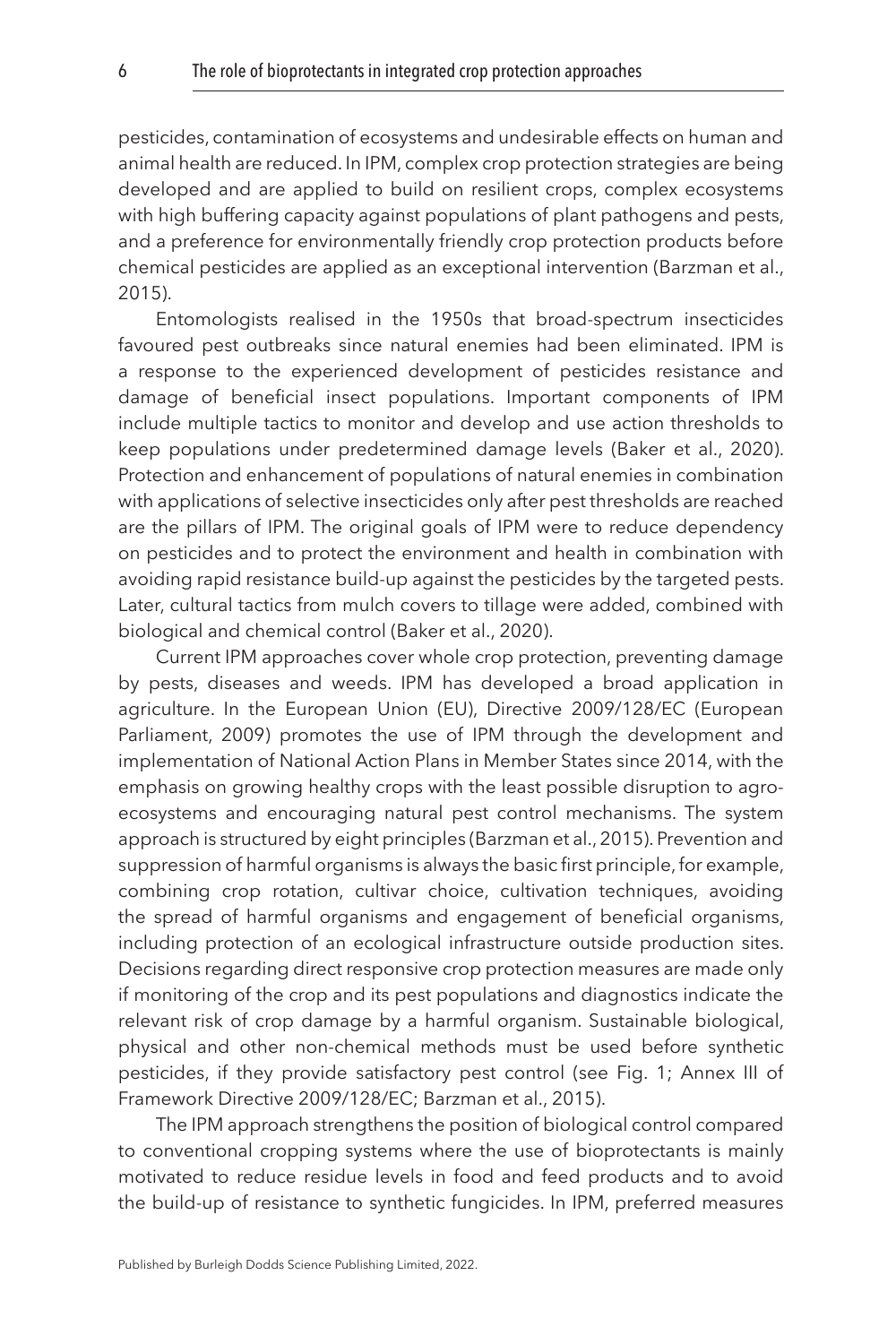pesticides, contamination of ecosystems and undesirable effects on human and animal health are reduced. In IPM, complex crop protection strategies are being developed and are applied to build on resilient crops, complex ecosystems with high buffering capacity against populations of plant pathogens and pests, and a preference for environmentally friendly crop protection products before chemical pesticides are applied as an exceptional intervention (Barzman et al., 2015).

Entomologists realised in the 1950s that broad-spectrum insecticides favoured pest outbreaks since natural enemies had been eliminated. IPM is a response to the experienced development of pesticides resistance and damage of beneficial insect populations. Important components of IPM include multiple tactics to monitor and develop and use action thresholds to keep populations under predetermined damage levels (Baker et al., 2020). Protection and enhancement of populations of natural enemies in combination with applications of selective insecticides only after pest thresholds are reached are the pillars of IPM. The original goals of IPM were to reduce dependency on pesticides and to protect the environment and health in combination with avoiding rapid resistance build-up against the pesticides by the targeted pests. Later, cultural tactics from mulch covers to tillage were added, combined with biological and chemical control (Baker et al., 2020).

Current IPM approaches cover whole crop protection, preventing damage by pests, diseases and weeds. IPM has developed a broad application in agriculture. In the European Union (EU), Directive 2009/128/EC (European Parliament, 2009) promotes the use of IPM through the development and implementation of National Action Plans in Member States since 2014, with the emphasis on growing healthy crops with the least possible disruption to agro-ecosystems and encouraging natural pest control mechanisms. The system approach is structured by eight principles (Barzman et al., 2015). Prevention and suppression of harmful organisms is always the basic first principle, for example, combining crop rotation, cultivar choice, cultivation techniques, avoiding the spread of harmful organisms and engagement of beneficial organisms, including protection of an ecological infrastructure outside production sites. Decisions regarding direct responsive crop protection measures are made only if monitoring of the crop and its pest populations and diagnostics indicate the relevant risk of crop damage by a harmful organism. Sustainable biological, physical and other non-chemical methods must be used before synthetic pesticides, if they provide satisfactory pest control (see Fig. 1; Annex III of Framework Directive 2009/128/EC; Barzman et al., 2015).

The IPM approach strengthens the position of biological control compared to conventional cropping systems where the use of bioprotectants is mainly motivated to reduce residue levels in food and feed products and to avoid the build-up of resistance to synthetic fungicides. In IPM, preferred measures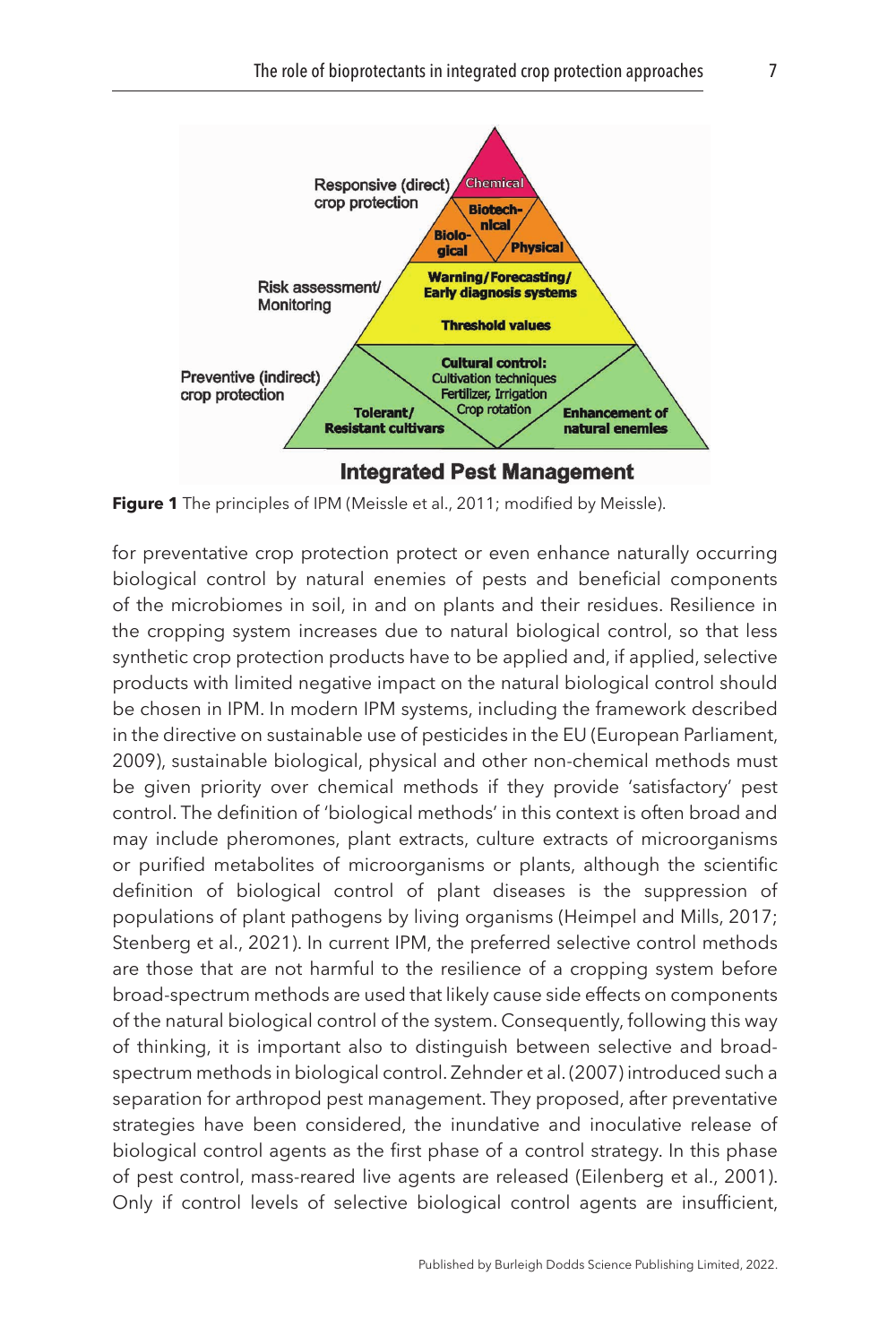**Figure 1** The principles of IPM (Meissle et al., 2011; modified by Meissle).

for preventative crop protection protect or even enhance naturally occurring biological control by natural enemies of pests and beneficial components of the microbiomes in soil, in and on plants and their residues. Resilience in the cropping system increases due to natural biological control, so that less synthetic crop protection products have to be applied and, if applied, selective products with limited negative impact on the natural biological control should be chosen in IPM. In modern IPM systems, including the framework described in the directive on sustainable use of pesticides in the EU (European Parliament, 2009), sustainable biological, physical and other non-chemical methods must be given priority over chemical methods if they provide 'satisfactory' pest control. The definition of 'biological methods' in this context is often broad and may include pheromones, plant extracts, culture extracts of microorganisms or purified metabolites of microorganisms or plants, although the scientific definition of biological control of plant diseases is the suppression of populations of plant pathogens by living organisms (Heimpel and Mills, 2017; Stenberg et al., 2021). In current IPM, the preferred selective control methods are those that are not harmful to the resilience of a cropping system before broad-spectrum methods are used that likely cause side effects on components of the natural biological control of the system. Consequently, following this way of thinking, it is important also to distinguish between selective and broad-spectrum methods in biological control. Zehnder et al. (2007) introduced such a separation for arthropod pest management. They proposed, after preventative strategies have been considered, the inundative and inoculative release of biological control agents as the first phase of a control strategy. In this phase of pest control, mass-reared live agents are released (Eilenberg et al., 2001). Only if control levels of selective biological control agents are insufficient,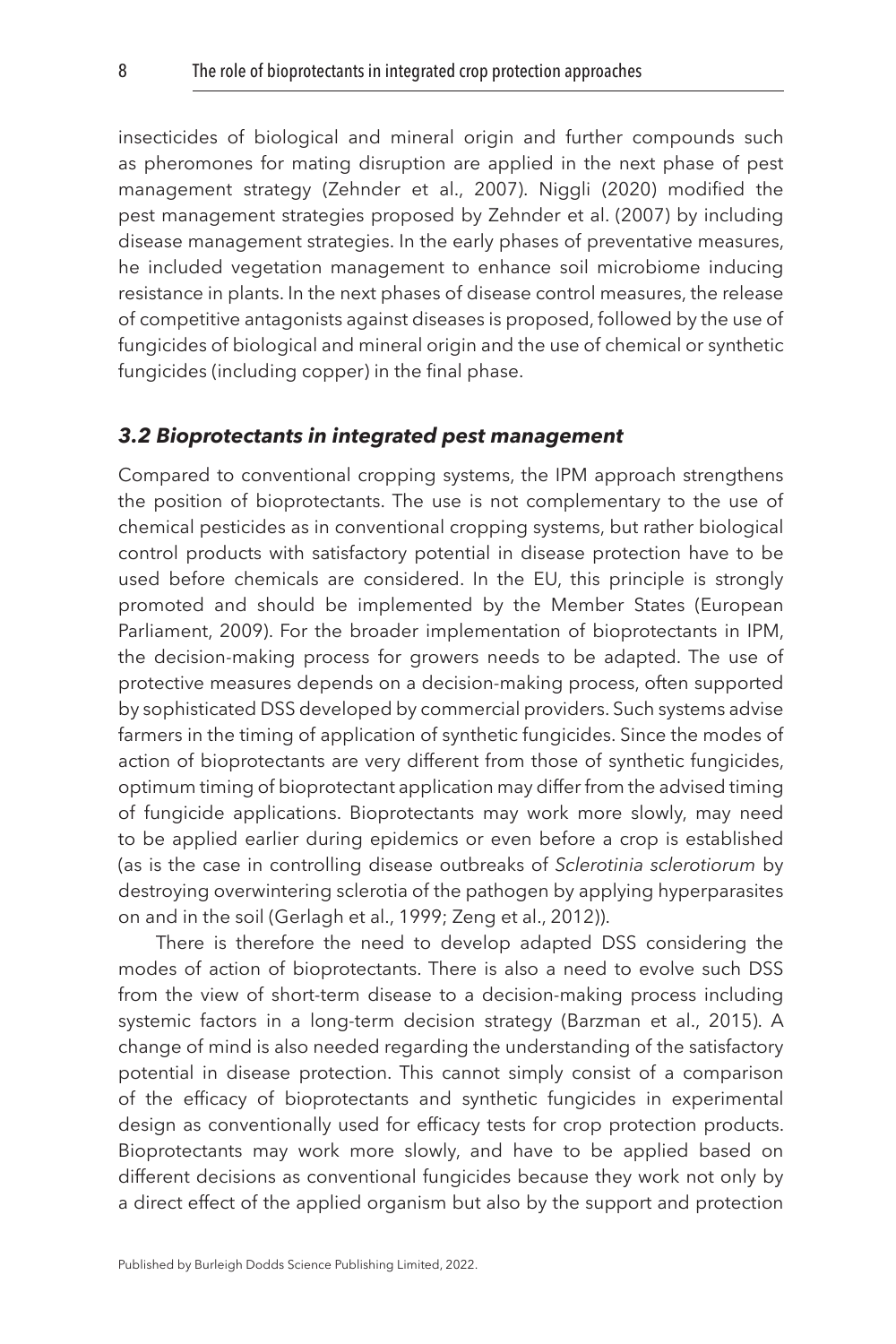insecticides of biological and mineral origin and further compounds such as pheromones for mating disruption are applied in the next phase of pest management strategy (Zehnder et al., 2007). Niggli (2020) modified the pest management strategies proposed by Zehnder et al. (2007) by including disease management strategies. In the early phases of preventative measures, he included vegetation management to enhance soil microbiome inducing resistance in plants. In the next phases of disease control measures, the release of competitive antagonists against diseases is proposed, followed by the use of fungicides of biological and mineral origin and the use of chemical or synthetic fungicides (including copper) in the final phase.

### *3.2 Bioprotectants in integrated pest management*

Compared to conventional cropping systems, the IPM approach strengthens the position of bioprotectants. The use is not complementary to the use of chemical pesticides as in conventional cropping systems, but rather biological control products with satisfactory potential in disease protection have to be used before chemicals are considered. In the EU, this principle is strongly promoted and should be implemented by the Member States (European Parliament, 2009). For the broader implementation of bioprotectants in IPM, the decision-making process for growers needs to be adapted. The use of protective measures depends on a decision-making process, often supported by sophisticated DSS developed by commercial providers. Such systems advise farmers in the timing of application of synthetic fungicides. Since the modes of action of bioprotectants are very different from those of synthetic fungicides, optimum timing of bioprotectant application may differ from the advised timing of fungicide applications. Bioprotectants may work more slowly, may need to be applied earlier during epidemics or even before a crop is established (as is the case in controlling disease outbreaks of *Sclerotinia sclerotiorum* by destroying overwintering sclerotia of the pathogen by applying hyperparasites on and in the soil (Gerlagh et al., 1999; Zeng et al., 2012)).

There is therefore the need to develop adapted DSS considering the modes of action of bioprotectants. There is also a need to evolve such DSS from the view of short-term disease to a decision-making process including systemic factors in a long-term decision strategy (Barzman et al., 2015). A change of mind is also needed regarding the understanding of the satisfactory potential in disease protection. This cannot simply consist of a comparison of the efficacy of bioprotectants and synthetic fungicides in experimental design as conventionally used for efficacy tests for crop protection products. Bioprotectants may work more slowly, and have to be applied based on different decisions as conventional fungicides because they work not only by a direct effect of the applied organism but also by the support and protection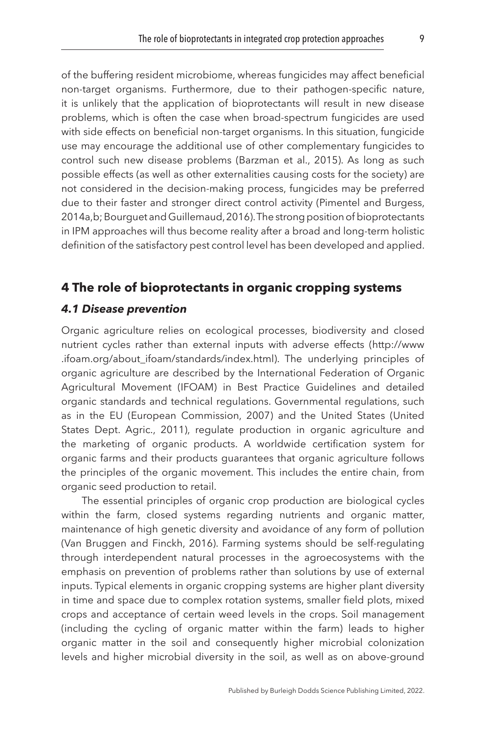of the buffering resident microbiome, whereas fungicides may affect beneficial non-target organisms. Furthermore, due to their pathogen-specific nature, it is unlikely that the application of bioprotectants will result in new disease problems, which is often the case when broad-spectrum fungicides are used with side effects on beneficial non-target organisms. In this situation, fungicide use may encourage the additional use of other complementary fungicides to control such new disease problems (Barzman et al., 2015). As long as such possible effects (as well as other externalities causing costs for the society) are not considered in the decision-making process, fungicides may be preferred due to their faster and stronger direct control activity (Pimentel and Burgess, 2014a,b; Bourguet and Guillemaud, 2016). The strong position of bioprotectants in IPM approaches will thus become reality after a broad and long-term holistic definition of the satisfactory pest control level has been developed and applied.

## 4 The role of bioprotectants in organic cropping systems

### *4.1 Disease prevention*

Organic agriculture relies on ecological processes, biodiversity and closed nutrient cycles rather than external inputs with adverse effects (http://www.ifoam.org/about_ifoam/standards/index.html). The underlying principles of organic agriculture are described by the International Federation of Organic Agricultural Movement (IFOAM) in Best Practice Guidelines and detailed organic standards and technical regulations. Governmental regulations, such as in the EU (European Commission, 2007) and the United States (United States Dept. Agric., 2011), regulate production in organic agriculture and the marketing of organic products. A worldwide certification system for organic farms and their products guarantees that organic agriculture follows the principles of the organic movement. This includes the entire chain, from organic seed production to retail.

The essential principles of organic crop production are biological cycles within the farm, closed systems regarding nutrients and organic matter, maintenance of high genetic diversity and avoidance of any form of pollution (Van Bruggen and Finckh, 2016). Farming systems should be self-regulating through interdependent natural processes in the agroecosystems with the emphasis on prevention of problems rather than solutions by use of external inputs. Typical elements in organic cropping systems are higher plant diversity in time and space due to complex rotation systems, smaller field plots, mixed crops and acceptance of certain weed levels in the crops. Soil management (including the cycling of organic matter within the farm) leads to higher organic matter in the soil and consequently higher microbial colonization levels and higher microbial diversity in the soil, as well as on above-ground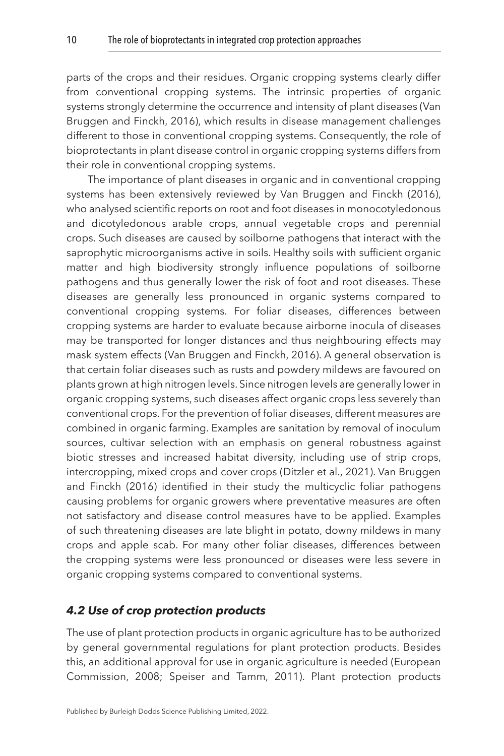parts of the crops and their residues. Organic cropping systems clearly differ from conventional cropping systems. The intrinsic properties of organic systems strongly determine the occurrence and intensity of plant diseases (Van Bruggen and Finckh, 2016), which results in disease management challenges different to those in conventional cropping systems. Consequently, the role of bioprotectants in plant disease control in organic cropping systems differs from their role in conventional cropping systems.

The importance of plant diseases in organic and in conventional cropping systems has been extensively reviewed by Van Bruggen and Finckh (2016), who analysed scientific reports on root and foot diseases in monocotyledonous and dicotyledonous arable crops, annual vegetable crops and perennial crops. Such diseases are caused by soilborne pathogens that interact with the saprophytic microorganisms active in soils. Healthy soils with sufficient organic matter and high biodiversity strongly influence populations of soilborne pathogens and thus generally lower the risk of foot and root diseases. These diseases are generally less pronounced in organic systems compared to conventional cropping systems. For foliar diseases, differences between cropping systems are harder to evaluate because airborne inocula of diseases may be transported for longer distances and thus neighbouring effects may mask system effects (Van Bruggen and Finckh, 2016). A general observation is that certain foliar diseases such as rusts and powdery mildews are favoured on plants grown at high nitrogen levels. Since nitrogen levels are generally lower in organic cropping systems, such diseases affect organic crops less severely than conventional crops. For the prevention of foliar diseases, different measures are combined in organic farming. Examples are sanitation by removal of inoculum sources, cultivar selection with an emphasis on general robustness against biotic stresses and increased habitat diversity, including use of strip crops, intercropping, mixed crops and cover crops (Ditzler et al., 2021). Van Bruggen and Finckh (2016) identified in their study the multicyclic foliar pathogens causing problems for organic growers where preventative measures are often not satisfactory and disease control measures have to be applied. Examples of such threatening diseases are late blight in potato, downy mildews in many crops and apple scab. For many other foliar diseases, differences between the cropping systems were less pronounced or diseases were less severe in organic cropping systems compared to conventional systems.

### *4.2 Use of crop protection products*

The use of plant protection products in organic agriculture has to be authorized by general governmental regulations for plant protection products. Besides this, an additional approval for use in organic agriculture is needed (European Commission, 2008; Speiser and Tamm, 2011). Plant protection products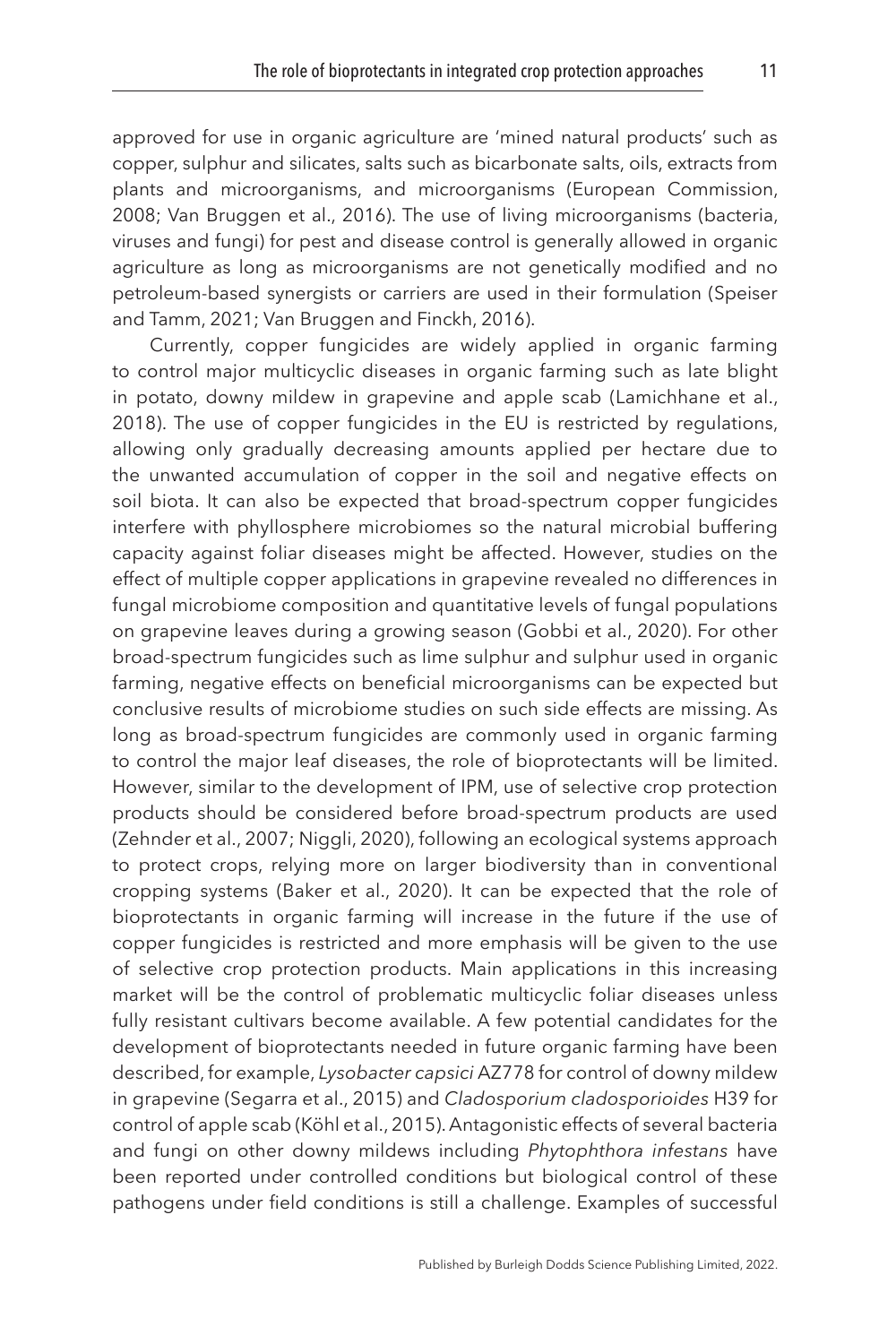approved for use in organic agriculture are 'mined natural products' such as copper, sulphur and silicates, salts such as bicarbonate salts, oils, extracts from plants and microorganisms, and microorganisms (European Commission, 2008; Van Bruggen et al., 2016). The use of living microorganisms (bacteria, viruses and fungi) for pest and disease control is generally allowed in organic agriculture as long as microorganisms are not genetically modified and no petroleum-based synergists or carriers are used in their formulation (Speiser and Tamm, 2021; Van Bruggen and Finckh, 2016).

Currently, copper fungicides are widely applied in organic farming to control major multicyclic diseases in organic farming such as late blight in potato, downy mildew in grapevine and apple scab (Lamichhane et al., 2018). The use of copper fungicides in the EU is restricted by regulations, allowing only gradually decreasing amounts applied per hectare due to the unwanted accumulation of copper in the soil and negative effects on soil biota. It can also be expected that broad-spectrum copper fungicides interfere with phyllosphere microbiomes so the natural microbial buffering capacity against foliar diseases might be affected. However, studies on the effect of multiple copper applications in grapevine revealed no differences in fungal microbiome composition and quantitative levels of fungal populations on grapevine leaves during a growing season (Gobbi et al., 2020). For other broad-spectrum fungicides such as lime sulphur and sulphur used in organic farming, negative effects on beneficial microorganisms can be expected but conclusive results of microbiome studies on such side effects are missing. As long as broad-spectrum fungicides are commonly used in organic farming to control the major leaf diseases, the role of bioprotectants will be limited. However, similar to the development of IPM, use of selective crop protection products should be considered before broad-spectrum products are used (Zehnder et al., 2007; Niggli, 2020), following an ecological systems approach to protect crops, relying more on larger biodiversity than in conventional cropping systems (Baker et al., 2020). It can be expected that the role of bioprotectants in organic farming will increase in the future if the use of copper fungicides is restricted and more emphasis will be given to the use of selective crop protection products. Main applications in this increasing market will be the control of problematic multicyclic foliar diseases unless fully resistant cultivars become available. A few potential candidates for the development of bioprotectants needed in future organic farming have been described, for example, *Lysobacter capsici* AZ778 for control of downy mildew in grapevine (Segarra et al., 2015) and *Cladosporium cladosporioides* H39 for control of apple scab (Köhl et al., 2015). Antagonistic effects of several bacteria and fungi on other downy mildews including *Phytophthora infestans* have been reported under controlled conditions but biological control of these pathogens under field conditions is still a challenge. Examples of successful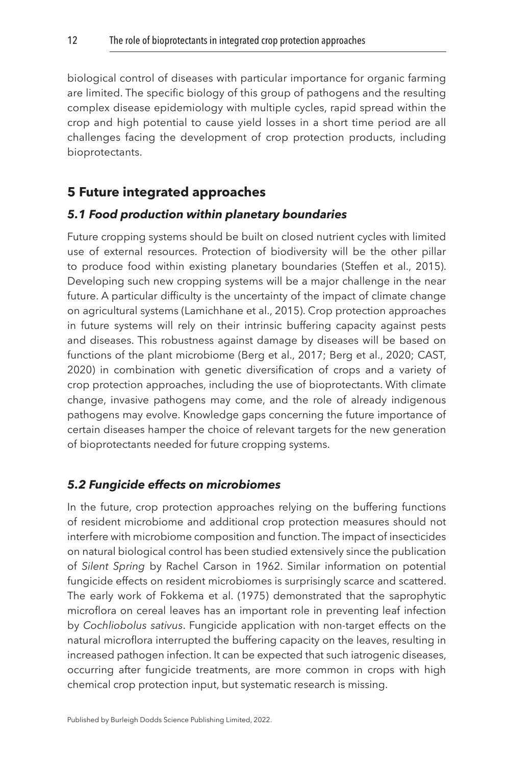biological control of diseases with particular importance for organic farming are limited. The specific biology of this group of pathogens and the resulting complex disease epidemiology with multiple cycles, rapid spread within the crop and high potential to cause yield losses in a short time period are all challenges facing the development of crop protection products, including bioprotectants.

## 5 Future integrated approaches

### *5.1 Food production within planetary boundaries*

Future cropping systems should be built on closed nutrient cycles with limited use of external resources. Protection of biodiversity will be the other pillar to produce food within existing planetary boundaries (Steffen et al., 2015). Developing such new cropping systems will be a major challenge in the near future. A particular difficulty is the uncertainty of the impact of climate change on agricultural systems (Lamichhane et al., 2015). Crop protection approaches in future systems will rely on their intrinsic buffering capacity against pests and diseases. This robustness against damage by diseases will be based on functions of the plant microbiome (Berg et al., 2017; Berg et al., 2020; CAST, 2020) in combination with genetic diversification of crops and a variety of crop protection approaches, including the use of bioprotectants. With climate change, invasive pathogens may come, and the role of already indigenous pathogens may evolve. Knowledge gaps concerning the future importance of certain diseases hamper the choice of relevant targets for the new generation of bioprotectants needed for future cropping systems.

### *5.2 Fungicide effects on microbiomes*

In the future, crop protection approaches relying on the buffering functions of resident microbiome and additional crop protection measures should not interfere with microbiome composition and function. The impact of insecticides on natural biological control has been studied extensively since the publication of *Silent Spring* by Rachel Carson in 1962. Similar information on potential fungicide effects on resident microbiomes is surprisingly scarce and scattered. The early work of Fokkema et al. (1975) demonstrated that the saprophytic microflora on cereal leaves has an important role in preventing leaf infection by *Cochliobolus sativus*. Fungicide application with non-target effects on the natural microflora interrupted the buffering capacity on the leaves, resulting in increased pathogen infection. It can be expected that such iatrogenic diseases, occurring after fungicide treatments, are more common in crops with high chemical crop protection input, but systematic research is missing.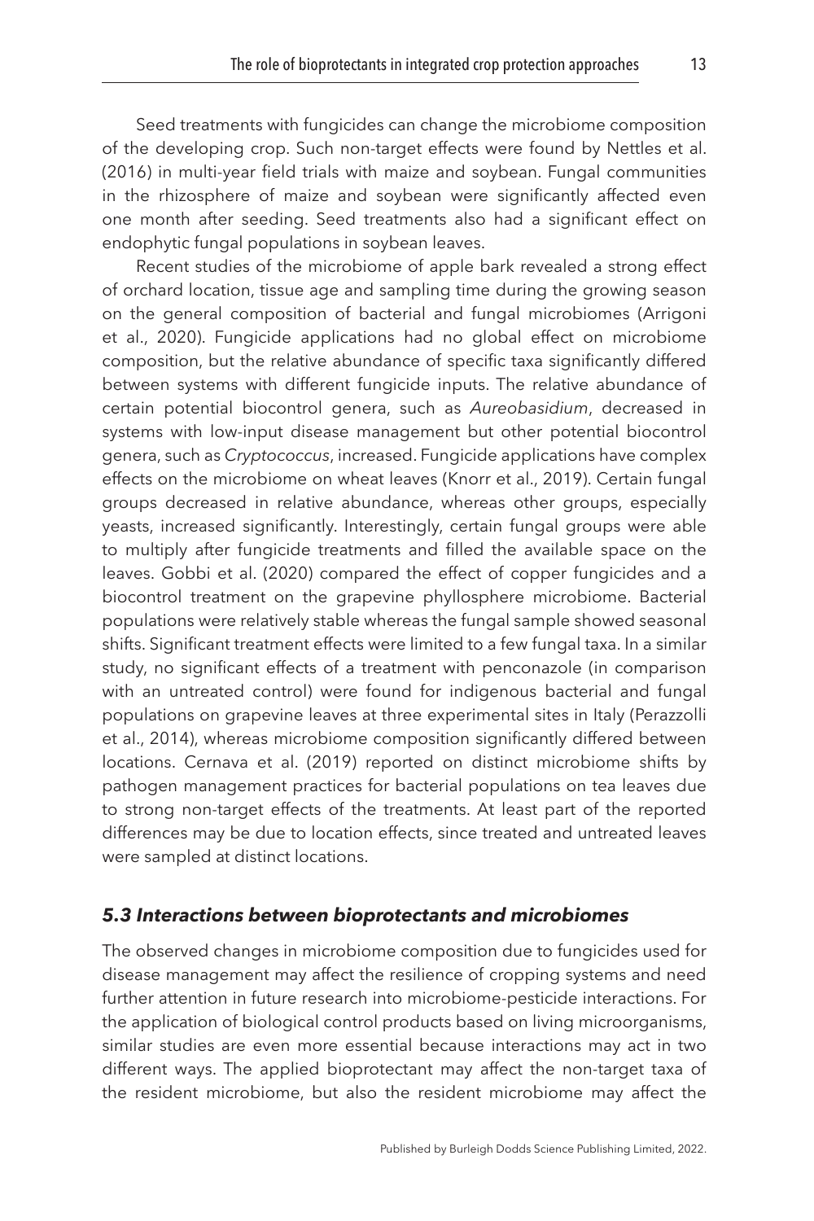Seed treatments with fungicides can change the microbiome composition of the developing crop. Such non-target effects were found by Nettles et al. (2016) in multi-year field trials with maize and soybean. Fungal communities in the rhizosphere of maize and soybean were significantly affected even one month after seeding. Seed treatments also had a significant effect on endophytic fungal populations in soybean leaves.

Recent studies of the microbiome of apple bark revealed a strong effect of orchard location, tissue age and sampling time during the growing season on the general composition of bacterial and fungal microbiomes (Arrigoni et al., 2020). Fungicide applications had no global effect on microbiome composition, but the relative abundance of specific taxa significantly differed between systems with different fungicide inputs. The relative abundance of certain potential biocontrol genera, such as *Aureobasidium*, decreased in systems with low-input disease management but other potential biocontrol genera, such as *Cryptococcus*, increased. Fungicide applications have complex effects on the microbiome on wheat leaves (Knorr et al., 2019). Certain fungal groups decreased in relative abundance, whereas other groups, especially yeasts, increased significantly. Interestingly, certain fungal groups were able to multiply after fungicide treatments and filled the available space on the leaves. Gobbi et al. (2020) compared the effect of copper fungicides and a biocontrol treatment on the grapevine phyllosphere microbiome. Bacterial populations were relatively stable whereas the fungal sample showed seasonal shifts. Significant treatment effects were limited to a few fungal taxa. In a similar study, no significant effects of a treatment with penconazole (in comparison with an untreated control) were found for indigenous bacterial and fungal populations on grapevine leaves at three experimental sites in Italy (Perazzolli et al., 2014), whereas microbiome composition significantly differed between locations. Cernava et al. (2019) reported on distinct microbiome shifts by pathogen management practices for bacterial populations on tea leaves due to strong non-target effects of the treatments. At least part of the reported differences may be due to location effects, since treated and untreated leaves were sampled at distinct locations.

### *5.3 Interactions between bioprotectants and microbiomes*

The observed changes in microbiome composition due to fungicides used for disease management may affect the resilience of cropping systems and need further attention in future research into microbiome-pesticide interactions. For the application of biological control products based on living microorganisms, similar studies are even more essential because interactions may act in two different ways. The applied bioprotectant may affect the non-target taxa of the resident microbiome, but also the resident microbiome may affect the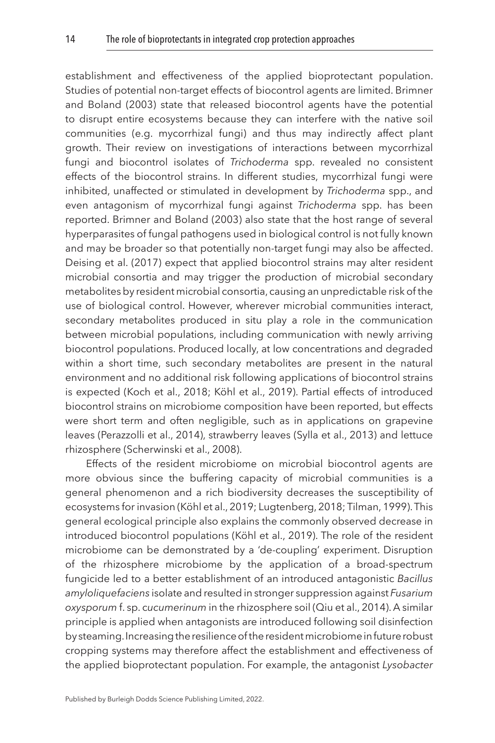establishment and effectiveness of the applied bioprotectant population. Studies of potential non-target effects of biocontrol agents are limited. Brimner and Boland (2003) state that released biocontrol agents have the potential to disrupt entire ecosystems because they can interfere with the native soil communities (e.g. mycorrhizal fungi) and thus may indirectly affect plant growth. Their review on investigations of interactions between mycorrhizal fungi and biocontrol isolates of *Trichoderma* spp. revealed no consistent effects of the biocontrol strains. In different studies, mycorrhizal fungi were inhibited, unaffected or stimulated in development by *Trichoderma* spp., and even antagonism of mycorrhizal fungi against *Trichoderma* spp. has been reported. Brimner and Boland (2003) also state that the host range of several hyperparasites of fungal pathogens used in biological control is not fully known and may be broader so that potentially non-target fungi may also be affected. Deising et al. (2017) expect that applied biocontrol strains may alter resident microbial consortia and may trigger the production of microbial secondary metabolites by resident microbial consortia, causing an unpredictable risk of the use of biological control. However, wherever microbial communities interact, secondary metabolites produced in situ play a role in the communication between microbial populations, including communication with newly arriving biocontrol populations. Produced locally, at low concentrations and degraded within a short time, such secondary metabolites are present in the natural environment and no additional risk following applications of biocontrol strains is expected (Koch et al., 2018; Köhl et al., 2019). Partial effects of introduced biocontrol strains on microbiome composition have been reported, but effects were short term and often negligible, such as in applications on grapevine leaves (Perazzolli et al., 2014), strawberry leaves (Sylla et al., 2013) and lettuce rhizosphere (Scherwinski et al., 2008).

Effects of the resident microbiome on microbial biocontrol agents are more obvious since the buffering capacity of microbial communities is a general phenomenon and a rich biodiversity decreases the susceptibility of ecosystems for invasion (Köhl et al., 2019; Lugtenberg, 2018; Tilman, 1999). This general ecological principle also explains the commonly observed decrease in introduced biocontrol populations (Köhl et al., 2019). The role of the resident microbiome can be demonstrated by a 'de-coupling' experiment. Disruption of the rhizosphere microbiome by the application of a broad-spectrum fungicide led to a better establishment of an introduced antagonistic *Bacillus amyloliquefaciens* isolate and resulted in stronger suppression against *Fusarium oxysporum* f. sp. *cucumerinum* in the rhizosphere soil (Qiu et al., 2014). A similar principle is applied when antagonists are introduced following soil disinfection by steaming. Increasing the resilience of the resident microbiome in future robust cropping systems may therefore affect the establishment and effectiveness of the applied bioprotectant population. For example, the antagonist *Lysobacter*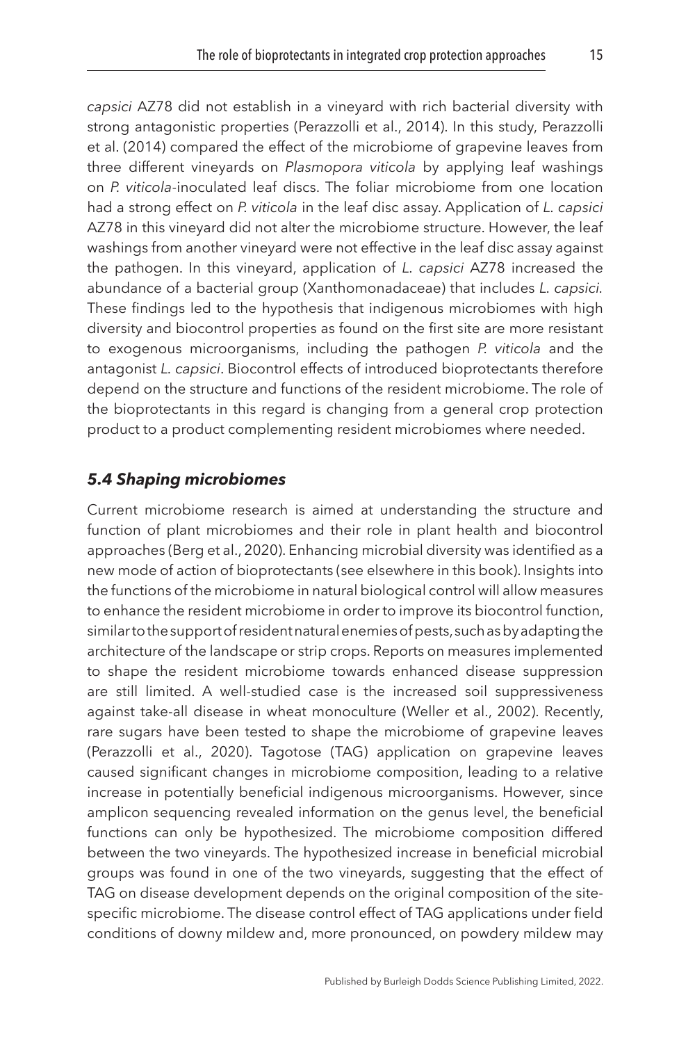*capsici* AZ78 did not establish in a vineyard with rich bacterial diversity with strong antagonistic properties (Perazzolli et al., 2014). In this study, Perazzolli et al. (2014) compared the effect of the microbiome of grapevine leaves from three different vineyards on *Plasmopora viticola* by applying leaf washings on *P. viticola*-inoculated leaf discs. The foliar microbiome from one location had a strong effect on *P. viticola* in the leaf disc assay. Application of *L. capsici* AZ78 in this vineyard did not alter the microbiome structure. However, the leaf washings from another vineyard were not effective in the leaf disc assay against the pathogen. In this vineyard, application of *L. capsici* AZ78 increased the abundance of a bacterial group (Xanthomonadaceae) that includes *L. capsici*. These findings led to the hypothesis that indigenous microbiomes with high diversity and biocontrol properties as found on the first site are more resistant to exogenous microorganisms, including the pathogen *P. viticola* and the antagonist *L. capsici*. Biocontrol effects of introduced bioprotectants therefore depend on the structure and functions of the resident microbiome. The role of the bioprotectants in this regard is changing from a general crop protection product to a product complementing resident microbiomes where needed.

### *5.4 Shaping microbiomes*

Current microbiome research is aimed at understanding the structure and function of plant microbiomes and their role in plant health and biocontrol approaches (Berg et al., 2020). Enhancing microbial diversity was identified as a new mode of action of bioprotectants (see elsewhere in this book). Insights into the functions of the microbiome in natural biological control will allow measures to enhance the resident microbiome in order to improve its biocontrol function, similar to the support of resident natural enemies of pests, such as by adapting the architecture of the landscape or strip crops. Reports on measures implemented to shape the resident microbiome towards enhanced disease suppression are still limited. A well-studied case is the increased soil suppressiveness against take-all disease in wheat monoculture (Weller et al., 2002). Recently, rare sugars have been tested to shape the microbiome of grapevine leaves (Perazzolli et al., 2020). Tagotose (TAG) application on grapevine leaves caused significant changes in microbiome composition, leading to a relative increase in potentially beneficial indigenous microorganisms. However, since amplicon sequencing revealed information on the genus level, the beneficial functions can only be hypothesized. The microbiome composition differed between the two vineyards. The hypothesized increase in beneficial microbial groups was found in one of the two vineyards, suggesting that the effect of TAG on disease development depends on the original composition of the site-specific microbiome. The disease control effect of TAG applications under field conditions of downy mildew and, more pronounced, on powdery mildew may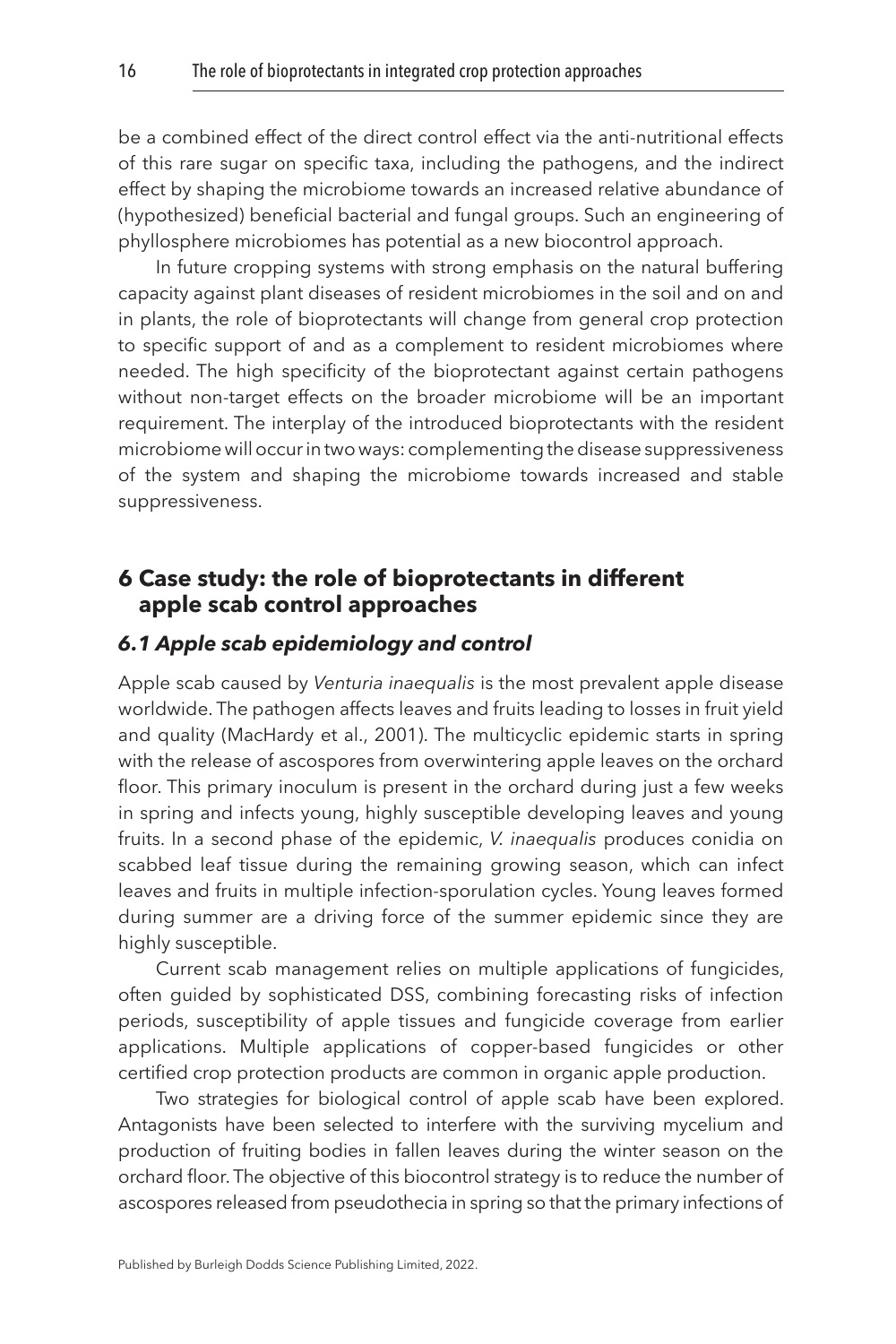be a combined effect of the direct control effect via the anti-nutritional effects of this rare sugar on specific taxa, including the pathogens, and the indirect effect by shaping the microbiome towards an increased relative abundance of (hypothesized) beneficial bacterial and fungal groups. Such an engineering of phyllosphere microbiomes has potential as a new biocontrol approach.

In future cropping systems with strong emphasis on the natural buffering capacity against plant diseases of resident microbiomes in the soil and on and in plants, the role of bioprotectants will change from general crop protection to specific support of and as a complement to resident microbiomes where needed. The high specificity of the bioprotectant against certain pathogens without non-target effects on the broader microbiome will be an important requirement. The interplay of the introduced bioprotectants with the resident microbiome will occur in two ways: complementing the disease suppressiveness of the system and shaping the microbiome towards increased and stable suppressiveness.

## 6 Case study: the role of bioprotectants in different apple scab control approaches

### *6.1 Apple scab epidemiology and control*

Apple scab caused by *Venturia inaequalis* is the most prevalent apple disease worldwide. The pathogen affects leaves and fruits leading to losses in fruit yield and quality (MacHardy et al., 2001). The multicyclic epidemic starts in spring with the release of ascospores from overwintering apple leaves on the orchard floor. This primary inoculum is present in the orchard during just a few weeks in spring and infects young, highly susceptible developing leaves and young fruits. In a second phase of the epidemic, *V. inaequalis* produces conidia on scabbed leaf tissue during the remaining growing season, which can infect leaves and fruits in multiple infection-sporulation cycles. Young leaves formed during summer are a driving force of the summer epidemic since they are highly susceptible.

Current scab management relies on multiple applications of fungicides, often guided by sophisticated DSS, combining forecasting risks of infection periods, susceptibility of apple tissues and fungicide coverage from earlier applications. Multiple applications of copper-based fungicides or other certified crop protection products are common in organic apple production.

Two strategies for biological control of apple scab have been explored. Antagonists have been selected to interfere with the surviving mycelium and production of fruiting bodies in fallen leaves during the winter season on the orchard floor. The objective of this biocontrol strategy is to reduce the number of ascospores released from pseudothecia in spring so that the primary infections of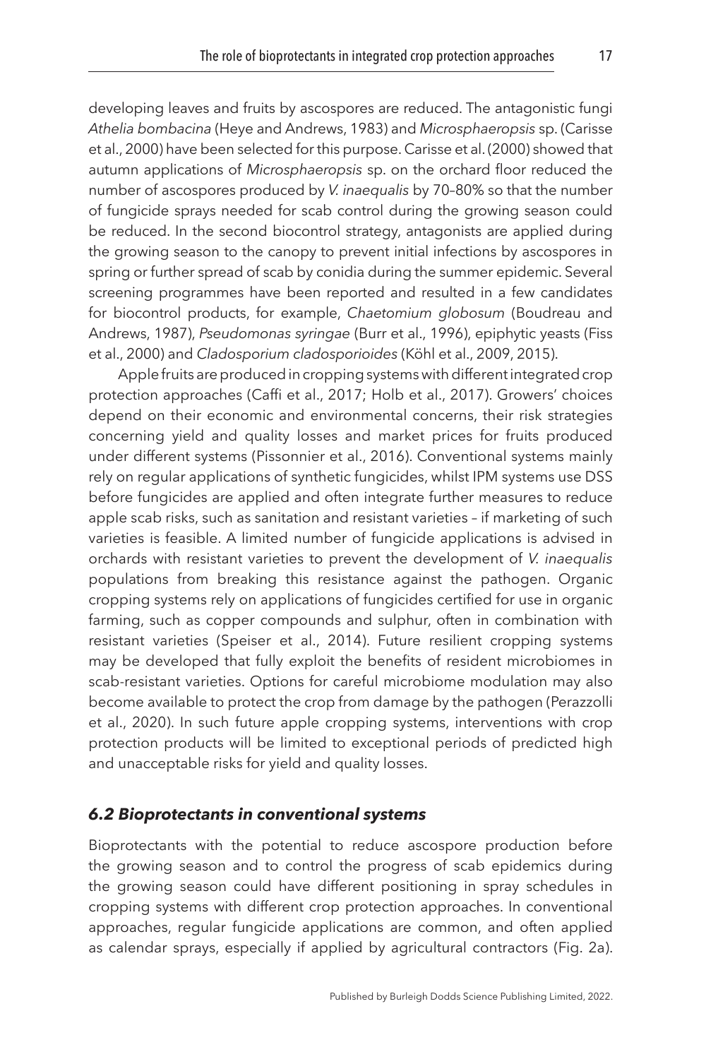developing leaves and fruits by ascospores are reduced. The antagonistic fungi *Athelia bombacina* (Heye and Andrews, 1983) and *Microsphaeropsis* sp. (Carisse et al., 2000) have been selected for this purpose. Carisse et al. (2000) showed that autumn applications of *Microsphaeropsis* sp. on the orchard floor reduced the number of ascospores produced by *V. inaequalis* by 70–80% so that the number of fungicide sprays needed for scab control during the growing season could be reduced. In the second biocontrol strategy, antagonists are applied during the growing season to the canopy to prevent initial infections by ascospores in spring or further spread of scab by conidia during the summer epidemic. Several screening programmes have been reported and resulted in a few candidates for biocontrol products, for example, *Chaetomium globosum* (Boudreau and Andrews, 1987), *Pseudomonas syringae* (Burr et al., 1996), epiphytic yeasts (Fiss et al., 2000) and *Cladosporium cladosporioides* (Köhl et al., 2009, 2015).

Apple fruits are produced in cropping systems with different integrated crop protection approaches (Caffi et al., 2017; Holb et al., 2017). Growers' choices depend on their economic and environmental concerns, their risk strategies concerning yield and quality losses and market prices for fruits produced under different systems (Pissonnier et al., 2016). Conventional systems mainly rely on regular applications of synthetic fungicides, whilst IPM systems use DSS before fungicides are applied and often integrate further measures to reduce apple scab risks, such as sanitation and resistant varieties – if marketing of such varieties is feasible. A limited number of fungicide applications is advised in orchards with resistant varieties to prevent the development of *V. inaequalis* populations from breaking this resistance against the pathogen. Organic cropping systems rely on applications of fungicides certified for use in organic farming, such as copper compounds and sulphur, often in combination with resistant varieties (Speiser et al., 2014). Future resilient cropping systems may be developed that fully exploit the benefits of resident microbiomes in scab-resistant varieties. Options for careful microbiome modulation may also become available to protect the crop from damage by the pathogen (Perazzolli et al., 2020). In such future apple cropping systems, interventions with crop protection products will be limited to exceptional periods of predicted high and unacceptable risks for yield and quality losses.

### *6.2 Bioprotectants in conventional systems*

Bioprotectants with the potential to reduce ascospore production before the growing season and to control the progress of scab epidemics during the growing season could have different positioning in spray schedules in cropping systems with different crop protection approaches. In conventional approaches, regular fungicide applications are common, and often applied as calendar sprays, especially if applied by agricultural contractors (Fig. 2a).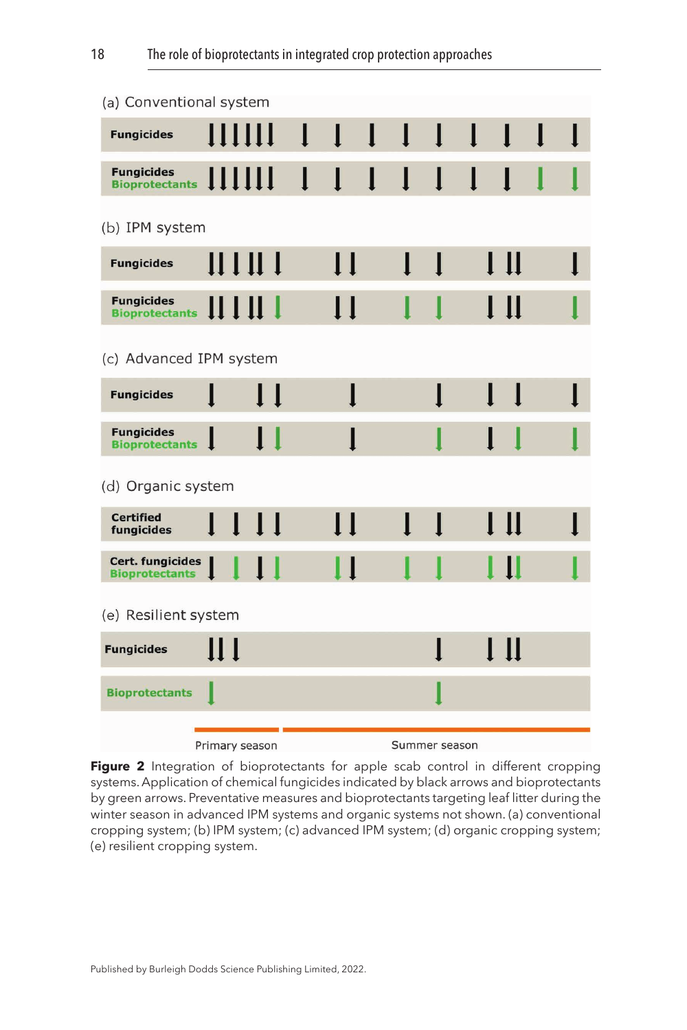**Figure 2** Integration of bioprotectants for apple scab control in different cropping systems. Application of chemical fungicides indicated by black arrows and bioprotectants by green arrows. Preventative measures and bioprotectants targeting leaf litter during the winter season in advanced IPM systems and organic systems not shown. (a) conventional cropping system; (b) IPM system; (c) advanced IPM system; (d) organic cropping system; (e) resilient cropping system.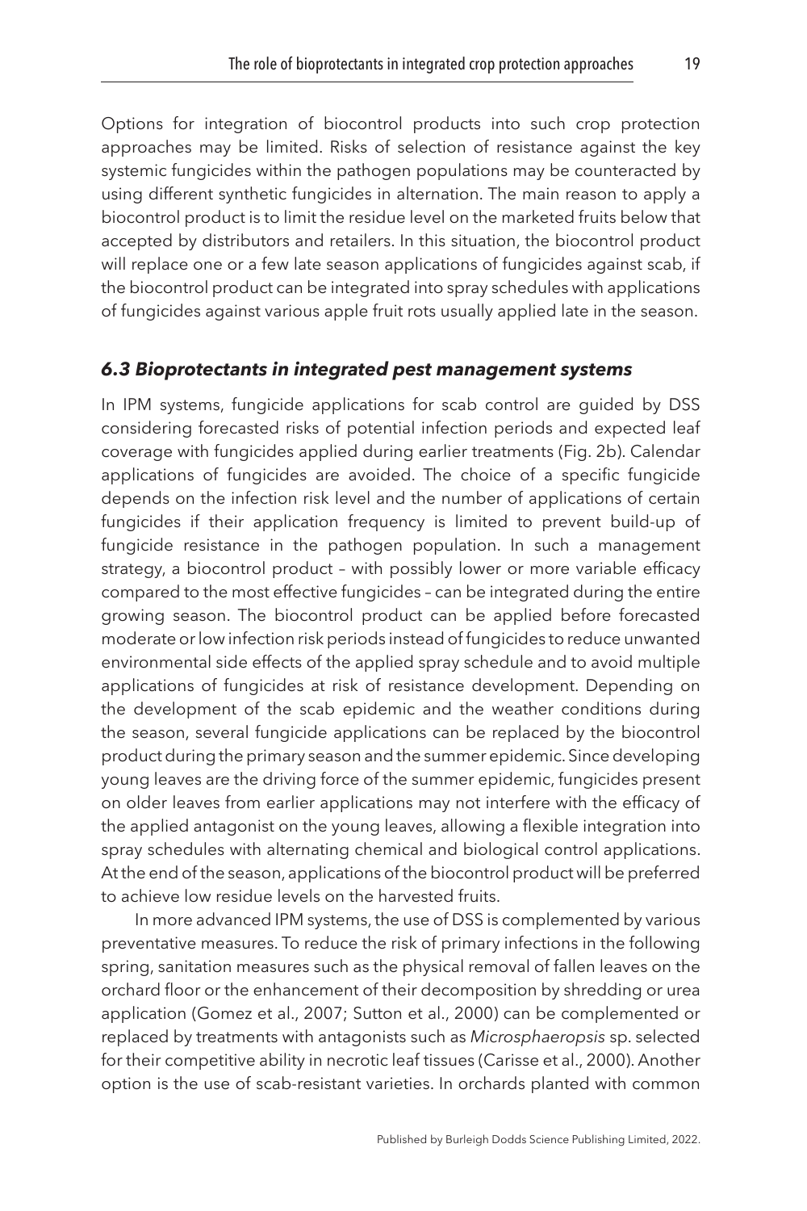Options for integration of biocontrol products into such crop protection approaches may be limited. Risks of selection of resistance against the key systemic fungicides within the pathogen populations may be counteracted by using different synthetic fungicides in alternation. The main reason to apply a biocontrol product is to limit the residue level on the marketed fruits below that accepted by distributors and retailers. In this situation, the biocontrol product will replace one or a few late season applications of fungicides against scab, if the biocontrol product can be integrated into spray schedules with applications of fungicides against various apple fruit rots usually applied late in the season.

### *6.3 Bioprotectants in integrated pest management systems*

In IPM systems, fungicide applications for scab control are guided by DSS considering forecasted risks of potential infection periods and expected leaf coverage with fungicides applied during earlier treatments (Fig. 2b). Calendar applications of fungicides are avoided. The choice of a specific fungicide depends on the infection risk level and the number of applications of certain fungicides if their application frequency is limited to prevent build-up of fungicide resistance in the pathogen population. In such a management strategy, a biocontrol product – with possibly lower or more variable efficacy compared to the most effective fungicides – can be integrated during the entire growing season. The biocontrol product can be applied before forecasted moderate or low infection risk periods instead of fungicides to reduce unwanted environmental side effects of the applied spray schedule and to avoid multiple applications of fungicides at risk of resistance development. Depending on the development of the scab epidemic and the weather conditions during the season, several fungicide applications can be replaced by the biocontrol product during the primary season and the summer epidemic. Since developing young leaves are the driving force of the summer epidemic, fungicides present on older leaves from earlier applications may not interfere with the efficacy of the applied antagonist on the young leaves, allowing a flexible integration into spray schedules with alternating chemical and biological control applications. At the end of the season, applications of the biocontrol product will be preferred to achieve low residue levels on the harvested fruits.

In more advanced IPM systems, the use of DSS is complemented by various preventative measures. To reduce the risk of primary infections in the following spring, sanitation measures such as the physical removal of fallen leaves on the orchard floor or the enhancement of their decomposition by shredding or urea application (Gomez et al., 2007; Sutton et al., 2000) can be complemented or replaced by treatments with antagonists such as *Microsphaeropsis* sp. selected for their competitive ability in necrotic leaf tissues (Carisse et al., 2000). Another option is the use of scab-resistant varieties. In orchards planted with common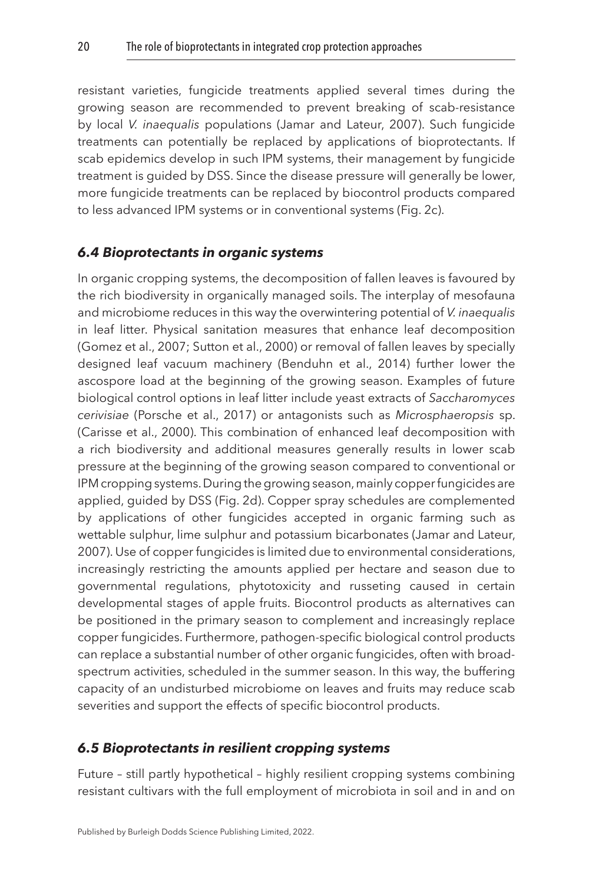resistant varieties, fungicide treatments applied several times during the growing season are recommended to prevent breaking of scab-resistance by local *V. inaequalis* populations (Jamar and Lateur, 2007). Such fungicide treatments can potentially be replaced by applications of bioprotectants. If scab epidemics develop in such IPM systems, their management by fungicide treatment is guided by DSS. Since the disease pressure will generally be lower, more fungicide treatments can be replaced by biocontrol products compared to less advanced IPM systems or in conventional systems (Fig. 2c).

### *6.4 Bioprotectants in organic systems*

In organic cropping systems, the decomposition of fallen leaves is favoured by the rich biodiversity in organically managed soils. The interplay of mesofauna and microbiome reduces in this way the overwintering potential of *V. inaequalis* in leaf litter. Physical sanitation measures that enhance leaf decomposition (Gomez et al., 2007; Sutton et al., 2000) or removal of fallen leaves by specially designed leaf vacuum machinery (Benduhn et al., 2014) further lower the ascospore load at the beginning of the growing season. Examples of future biological control options in leaf litter include yeast extracts of *Saccharomyces cerivisiae* (Porsche et al., 2017) or antagonists such as *Microsphaeropsis* sp. (Carisse et al., 2000). This combination of enhanced leaf decomposition with a rich biodiversity and additional measures generally results in lower scab pressure at the beginning of the growing season compared to conventional or IPM cropping systems. During the growing season, mainly copper fungicides are applied, guided by DSS (Fig. 2d). Copper spray schedules are complemented by applications of other fungicides accepted in organic farming such as wettable sulphur, lime sulphur and potassium bicarbonates (Jamar and Lateur, 2007). Use of copper fungicides is limited due to environmental considerations, increasingly restricting the amounts applied per hectare and season due to governmental regulations, phytotoxicity and russeting caused in certain developmental stages of apple fruits. Biocontrol products as alternatives can be positioned in the primary season to complement and increasingly replace copper fungicides. Furthermore, pathogen-specific biological control products can replace a substantial number of other organic fungicides, often with broad-spectrum activities, scheduled in the summer season. In this way, the buffering capacity of an undisturbed microbiome on leaves and fruits may reduce scab severities and support the effects of specific biocontrol products.

### *6.5 Bioprotectants in resilient cropping systems*

Future – still partly hypothetical – highly resilient cropping systems combining resistant cultivars with the full employment of microbiota in soil and in and on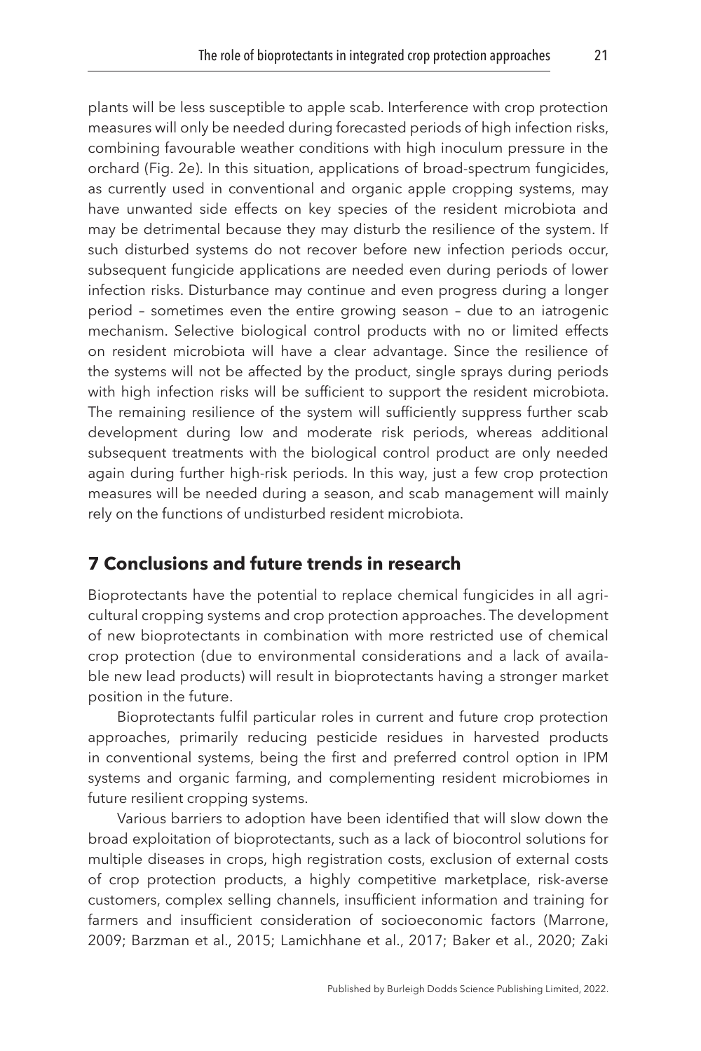plants will be less susceptible to apple scab. Interference with crop protection measures will only be needed during forecasted periods of high infection risks, combining favourable weather conditions with high inoculum pressure in the orchard (Fig. 2e). In this situation, applications of broad-spectrum fungicides, as currently used in conventional and organic apple cropping systems, may have unwanted side effects on key species of the resident microbiota and may be detrimental because they may disturb the resilience of the system. If such disturbed systems do not recover before new infection periods occur, subsequent fungicide applications are needed even during periods of lower infection risks. Disturbance may continue and even progress during a longer period – sometimes even the entire growing season – due to an iatrogenic mechanism. Selective biological control products with no or limited effects on resident microbiota will have a clear advantage. Since the resilience of the systems will not be affected by the product, single sprays during periods with high infection risks will be sufficient to support the resident microbiota. The remaining resilience of the system will sufficiently suppress further scab development during low and moderate risk periods, whereas additional subsequent treatments with the biological control product are only needed again during further high-risk periods. In this way, just a few crop protection measures will be needed during a season, and scab management will mainly rely on the functions of undisturbed resident microbiota.

## 7 Conclusions and future trends in research

Bioprotectants have the potential to replace chemical fungicides in all agricultural cropping systems and crop protection approaches. The development of new bioprotectants in combination with more restricted use of chemical crop protection (due to environmental considerations and a lack of available new lead products) will result in bioprotectants having a stronger market position in the future.

Bioprotectants fulfil particular roles in current and future crop protection approaches, primarily reducing pesticide residues in harvested products in conventional systems, being the first and preferred control option in IPM systems and organic farming, and complementing resident microbiomes in future resilient cropping systems.

Various barriers to adoption have been identified that will slow down the broad exploitation of bioprotectants, such as a lack of biocontrol solutions for multiple diseases in crops, high registration costs, exclusion of external costs of crop protection products, a highly competitive marketplace, risk-averse customers, complex selling channels, insufficient information and training for farmers and insufficient consideration of socioeconomic factors (Marrone, 2009; Barzman et al., 2015; Lamichhane et al., 2017; Baker et al., 2020; Zaki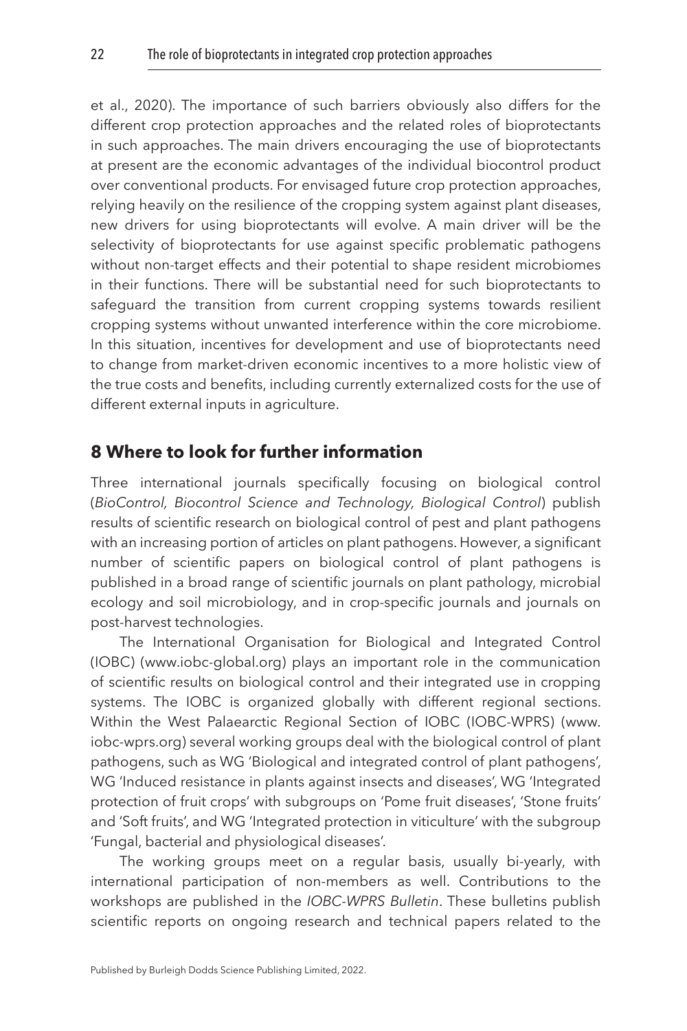et al., 2020). The importance of such barriers obviously also differs for the different crop protection approaches and the related roles of bioprotectants in such approaches. The main drivers encouraging the use of bioprotectants at present are the economic advantages of the individual biocontrol product over conventional products. For envisaged future crop protection approaches, relying heavily on the resilience of the cropping system against plant diseases, new drivers for using bioprotectants will evolve. A main driver will be the selectivity of bioprotectants for use against specific problematic pathogens without non-target effects and their potential to shape resident microbiomes in their functions. There will be substantial need for such bioprotectants to safeguard the transition from current cropping systems towards resilient cropping systems without unwanted interference within the core microbiome. In this situation, incentives for development and use of bioprotectants need to change from market-driven economic incentives to a more holistic view of the true costs and benefits, including currently externalized costs for the use of different external inputs in agriculture.

## 8 Where to look for further information

Three international journals specifically focusing on biological control (*BioControl, Biocontrol Science and Technology, Biological Control*) publish results of scientific research on biological control of pest and plant pathogens with an increasing portion of articles on plant pathogens. However, a significant number of scientific papers on biological control of plant pathogens is published in a broad range of scientific journals on plant pathology, microbial ecology and soil microbiology, and in crop-specific journals and journals on post-harvest technologies.

The International Organisation for Biological and Integrated Control (IOBC) (www.iobc-global.org) plays an important role in the communication of scientific results on biological control and their integrated use in cropping systems. The IOBC is organized globally with different regional sections. Within the West Palaearctic Regional Section of IOBC (IOBC-WPRS) (www.iobc-wprs.org) several working groups deal with the biological control of plant pathogens, such as WG 'Biological and integrated control of plant pathogens', WG 'Induced resistance in plants against insects and diseases', WG 'Integrated protection of fruit crops' with subgroups on 'Pome fruit diseases', 'Stone fruits' and 'Soft fruits', and WG 'Integrated protection in viticulture' with the subgroup 'Fungal, bacterial and physiological diseases'.

The working groups meet on a regular basis, usually bi-yearly, with international participation of non-members as well. Contributions to the workshops are published in the *IOBC-WPRS Bulletin*. These bulletins publish scientific reports on ongoing research and technical papers related to the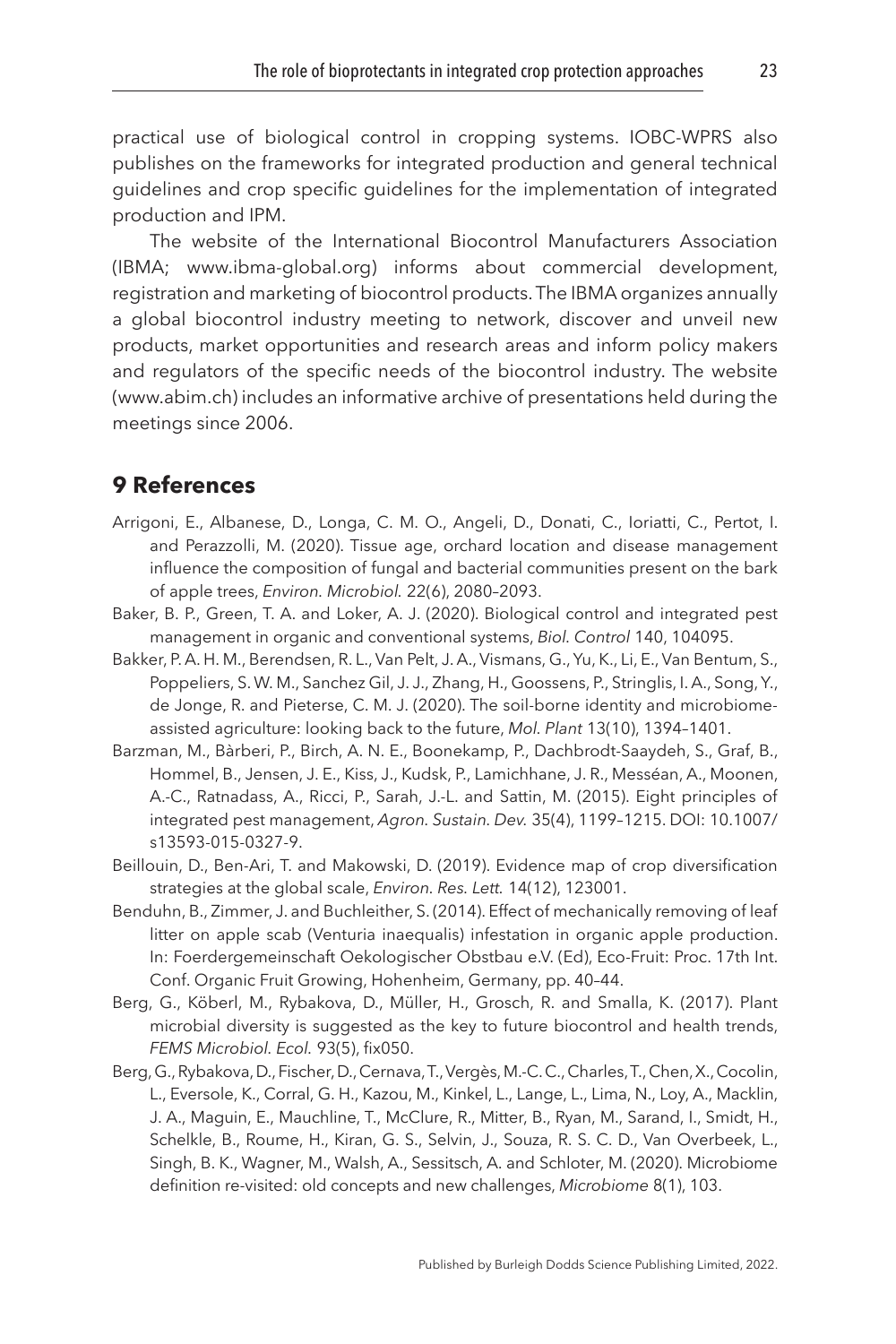practical use of biological control in cropping systems. IOBC-WPRS also publishes on the frameworks for integrated production and general technical guidelines and crop specific guidelines for the implementation of integrated production and IPM.

The website of the International Biocontrol Manufacturers Association (IBMA; www.ibma-global.org) informs about commercial development, registration and marketing of biocontrol products. The IBMA organizes annually a global biocontrol industry meeting to network, discover and unveil new products, market opportunities and research areas and inform policy makers and regulators of the specific needs of the biocontrol industry. The website (www.abim.ch) includes an informative archive of presentations held during the meetings since 2006.

## 9 References

Arrigoni, E., Albanese, D., Longa, C. M. O., Angeli, D., Donati, C., Ioriatti, C., Pertot, I. and Perazzolli, M. (2020). Tissue age, orchard location and disease management influence the composition of fungal and bacterial communities present on the bark of apple trees, *Environ. Microbiol.* 22(6), 2080–2093.

Baker, B. P., Green, T. A. and Loker, A. J. (2020). Biological control and integrated pest management in organic and conventional systems, *Biol. Control* 140, 104095.

Bakker, P. A. H. M., Berendsen, R. L., Van Pelt, J. A., Vismans, G., Yu, K., Li, E., Van Bentum, S., Poppeliers, S. W. M., Sanchez Gil, J. J., Zhang, H., Goossens, P., Stringlis, I. A., Song, Y., de Jonge, R. and Pieterse, C. M. J. (2020). The soil-borne identity and microbiome-assisted agriculture: looking back to the future, *Mol. Plant* 13(10), 1394–1401.

Barzman, M., Bàrberi, P., Birch, A. N. E., Boonekamp, P., Dachbrodt-Saaydeh, S., Graf, B., Hommel, B., Jensen, J. E., Kiss, J., Kudsk, P., Lamichhane, J. R., Messéan, A., Moonen, A.-C., Ratnadass, A., Ricci, P., Sarah, J.-L. and Sattin, M. (2015). Eight principles of integrated pest management, *Agron. Sustain. Dev.* 35(4), 1199–1215. DOI: 10.1007/s13593-015-0327-9.

Beillouin, D., Ben-Ari, T. and Makowski, D. (2019). Evidence map of crop diversification strategies at the global scale, *Environ. Res. Lett.* 14(12), 123001.

Benduhn, B., Zimmer, J. and Buchleither, S. (2014). Effect of mechanically removing of leaf litter on apple scab (Venturia inaequalis) infestation in organic apple production. In: Foerdergemeinschaft Oekologischer Obstbau e.V. (Ed), Eco-Fruit: Proc. 17th Int. Conf. Organic Fruit Growing, Hohenheim, Germany, pp. 40–44.

Berg, G., Köberl, M., Rybakova, D., Müller, H., Grosch, R. and Smalla, K. (2017). Plant microbial diversity is suggested as the key to future biocontrol and health trends, *FEMS Microbiol. Ecol.* 93(5), fix050.

Berg, G., Rybakova, D., Fischer, D., Cernava, T., Vergès, M.-C. C., Charles, T., Chen, X., Cocolin, L., Eversole, K., Corral, G. H., Kazou, M., Kinkel, L., Lange, L., Lima, N., Loy, A., Macklin, J. A., Maguin, E., Mauchline, T., McClure, R., Mitter, B., Ryan, M., Sarand, I., Smidt, H., Schelkle, B., Roume, H., Kiran, G. S., Selvin, J., Souza, R. S. C. D., Van Overbeek, L., Singh, B. K., Wagner, M., Walsh, A., Sessitsch, A. and Schloter, M. (2020). Microbiome definition re-visited: old concepts and new challenges, *Microbiome* 8(1), 103.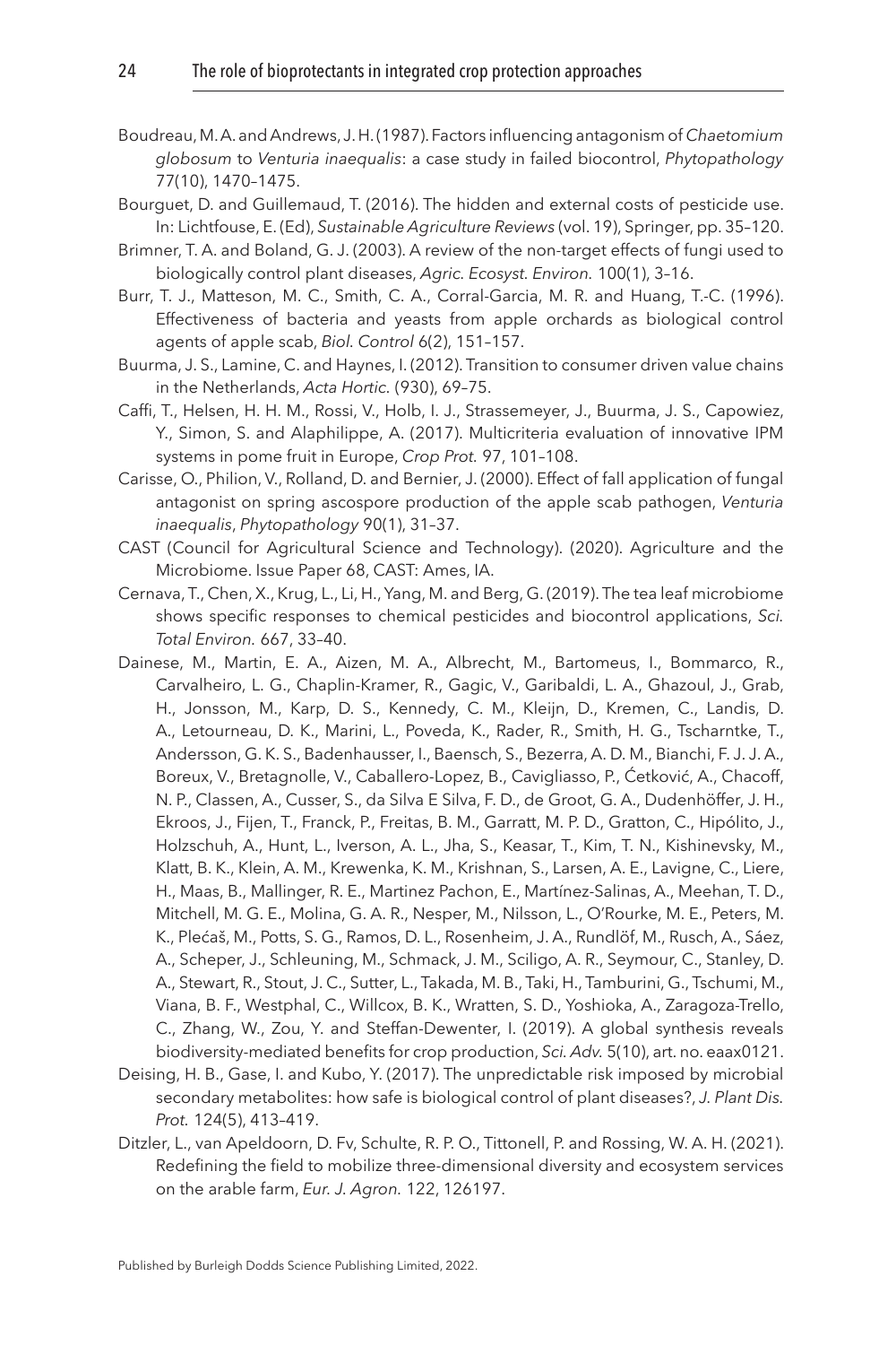Boudreau, M. A. and Andrews, J. H. (1987). Factors influencing antagonism of *Chaetomium globosum* to *Venturia inaequalis*: a case study in failed biocontrol, *Phytopathology* 77(10), 1470–1475.

Bourguet, D. and Guillemaud, T. (2016). The hidden and external costs of pesticide use. In: Lichtfouse, E. (Ed), *Sustainable Agriculture Reviews* (vol. 19), Springer, pp. 35–120.

Brimner, T. A. and Boland, G. J. (2003). A review of the non-target effects of fungi used to biologically control plant diseases, *Agric. Ecosyst. Environ.* 100(1), 3–16.

Burr, T. J., Matteson, M. C., Smith, C. A., Corral-Garcia, M. R. and Huang, T.-C. (1996). Effectiveness of bacteria and yeasts from apple orchards as biological control agents of apple scab, *Biol. Control* 6(2), 151–157.

Buurma, J. S., Lamine, C. and Haynes, I. (2012). Transition to consumer driven value chains in the Netherlands, *Acta Hortic.* (930), 69–75.

Caffi, T., Helsen, H. H. M., Rossi, V., Holb, I. J., Strassemeyer, J., Buurma, J. S., Capowiez, Y., Simon, S. and Alaphilippe, A. (2017). Multicriteria evaluation of innovative IPM systems in pome fruit in Europe, *Crop Prot.* 97, 101–108.

Carisse, O., Philion, V., Rolland, D. and Bernier, J. (2000). Effect of fall application of fungal antagonist on spring ascospore production of the apple scab pathogen, *Venturia inaequalis*, *Phytopathology* 90(1), 31–37.

CAST (Council for Agricultural Science and Technology). (2020). Agriculture and the Microbiome. Issue Paper 68, CAST: Ames, IA.

Cernava, T., Chen, X., Krug, L., Li, H., Yang, M. and Berg, G. (2019). The tea leaf microbiome shows specific responses to chemical pesticides and biocontrol applications, *Sci. Total Environ.* 667, 33–40.

Dainese, M., Martin, E. A., Aizen, M. A., Albrecht, M., Bartomeus, I., Bommarco, R., Carvalheiro, L. G., Chaplin-Kramer, R., Gagic, V., Garibaldi, L. A., Ghazoul, J., Grab, H., Jonsson, M., Karp, D. S., Kennedy, C. M., Kleijn, D., Kremen, C., Landis, D. A., Letourneau, D. K., Marini, L., Poveda, K., Rader, R., Smith, H. G., Tscharntke, T., Andersson, G. K. S., Badenhausser, I., Baensch, S., Bezerra, A. D. M., Bianchi, F. J. J. A., Boreux, V., Bretagnolle, V., Caballero-Lopez, B., Cavigliasso, P., Ćetković, A., Chacoff, N. P., Classen, A., Cusser, S., da Silva E Silva, F. D., de Groot, G. A., Dudenhöffer, J. H., Ekroos, J., Fijen, T., Franck, P., Freitas, B. M., Garratt, M. P. D., Gratton, C., Hipólito, J., Holzschuh, A., Hunt, L., Iverson, A. L., Jha, S., Keasar, T., Kim, T. N., Kishinevsky, M., Klatt, B. K., Klein, A. M., Krewenka, K. M., Krishnan, S., Larsen, A. E., Lavigne, C., Liere, H., Maas, B., Mallinger, R. E., Martinez Pachon, E., Martínez-Salinas, A., Meehan, T. D., Mitchell, M. G. E., Molina, G. A. R., Nesper, M., Nilsson, L., O'Rourke, M. E., Peters, M. K., Plećaš, M., Potts, S. G., Ramos, D. L., Rosenheim, J. A., Rundlöf, M., Rusch, A., Sáez, A., Scheper, J., Schleuning, M., Schmack, J. M., Sciligo, A. R., Seymour, C., Stanley, D. A., Stewart, R., Stout, J. C., Sutter, L., Takada, M. B., Taki, H., Tamburini, G., Tschumi, M., Viana, B. F., Westphal, C., Willcox, B. K., Wratten, S. D., Yoshioka, A., Zaragoza-Trello, C., Zhang, W., Zou, Y. and Steffan-Dewenter, I. (2019). A global synthesis reveals biodiversity-mediated benefits for crop production, *Sci. Adv.* 5(10), art. no. eaax0121.

Deising, H. B., Gase, I. and Kubo, Y. (2017). The unpredictable risk imposed by microbial secondary metabolites: how safe is biological control of plant diseases?, *J. Plant Dis. Prot.* 124(5), 413–419.

Ditzler, L., van Apeldoorn, D. Fv, Schulte, R. P. O., Tittonell, P. and Rossing, W. A. H. (2021). Redefining the field to mobilize three-dimensional diversity and ecosystem services on the arable farm, *Eur. J. Agron.* 122, 126197.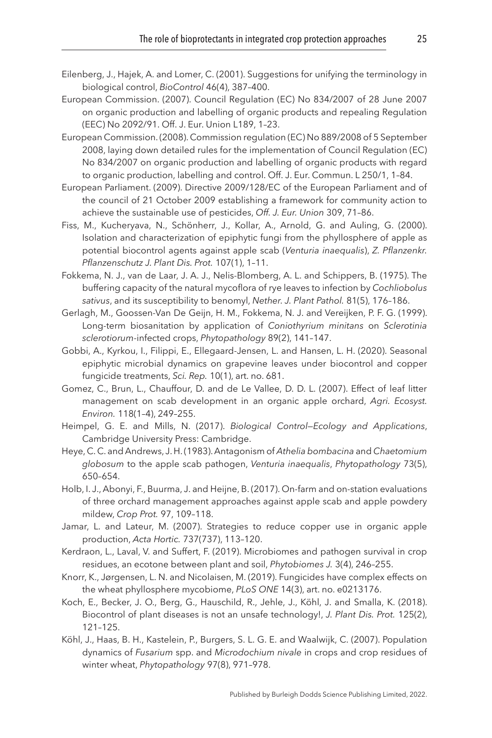Eilenberg, J., Hajek, A. and Lomer, C. (2001). Suggestions for unifying the terminology in biological control, *BioControl* 46(4), 387–400.

European Commission. (2007). Council Regulation (EC) No 834/2007 of 28 June 2007 on organic production and labelling of organic products and repealing Regulation (EEC) No 2092/91. Off. J. Eur. Union L189, 1–23.

European Commission. (2008). Commission regulation (EC) No 889/2008 of 5 September 2008, laying down detailed rules for the implementation of Council Regulation (EC) No 834/2007 on organic production and labelling of organic products with regard to organic production, labelling and control. Off. J. Eur. Commun. L 250/1, 1–84.

European Parliament. (2009). Directive 2009/128/EC of the European Parliament and of the council of 21 October 2009 establishing a framework for community action to achieve the sustainable use of pesticides, *Off. J. Eur. Union* 309, 71–86.

Fiss, M., Kucheryava, N., Schönherr, J., Kollar, A., Arnold, G. and Auling, G. (2000). Isolation and characterization of epiphytic fungi from the phyllosphere of apple as potential biocontrol agents against apple scab (*Venturia inaequalis*), *Z. Pflanzenkr. Pflanzenschutz J. Plant Dis. Prot.* 107(1), 1–11.

Fokkema, N. J., van de Laar, J. A. J., Nelis-Blomberg, A. L. and Schippers, B. (1975). The buffering capacity of the natural mycoflora of rye leaves to infection by *Cochliobolus sativus*, and its susceptibility to benomyl, *Nether. J. Plant Pathol.* 81(5), 176–186.

Gerlagh, M., Goossen-Van De Geijn, H. M., Fokkema, N. J. and Vereijken, P. F. G. (1999). Long-term biosanitation by application of *Coniothyrium minitans* on *Sclerotinia sclerotiorum*-infected crops, *Phytopathology* 89(2), 141–147.

Gobbi, A., Kyrkou, I., Filippi, E., Ellegaard-Jensen, L. and Hansen, L. H. (2020). Seasonal epiphytic microbial dynamics on grapevine leaves under biocontrol and copper fungicide treatments, *Sci. Rep.* 10(1), art. no. 681.

Gomez, C., Brun, L., Chauffour, D. and de Le Vallee, D. D. L. (2007). Effect of leaf litter management on scab development in an organic apple orchard, *Agri. Ecosyst. Environ.* 118(1–4), 249–255.

Heimpel, G. E. and Mills, N. (2017). *Biological Control—Ecology and Applications*, Cambridge University Press: Cambridge.

Heye, C. C. and Andrews, J. H. (1983). Antagonism of *Athelia bombacina* and *Chaetomium globosum* to the apple scab pathogen, *Venturia inaequalis*, *Phytopathology* 73(5), 650–654.

Holb, I. J., Abonyi, F., Buurma, J. and Heijne, B. (2017). On-farm and on-station evaluations of three orchard management approaches against apple scab and apple powdery mildew, *Crop Prot.* 97, 109–118.

Jamar, L. and Lateur, M. (2007). Strategies to reduce copper use in organic apple production, *Acta Hortic.* 737(737), 113–120.

Kerdraon, L., Laval, V. and Suffert, F. (2019). Microbiomes and pathogen survival in crop residues, an ecotone between plant and soil, *Phytobiomes J.* 3(4), 246–255.

Knorr, K., Jørgensen, L. N. and Nicolaisen, M. (2019). Fungicides have complex effects on the wheat phyllosphere mycobiome, *PLoS ONE* 14(3), art. no. e0213176.

Koch, E., Becker, J. O., Berg, G., Hauschild, R., Jehle, J., Köhl, J. and Smalla, K. (2018). Biocontrol of plant diseases is not an unsafe technology!, *J. Plant Dis. Prot.* 125(2), 121–125.

Köhl, J., Haas, B. H., Kastelein, P., Burgers, S. L. G. E. and Waalwijk, C. (2007). Population dynamics of *Fusarium* spp. and *Microdochium nivale* in crops and crop residues of winter wheat, *Phytopathology* 97(8), 971–978.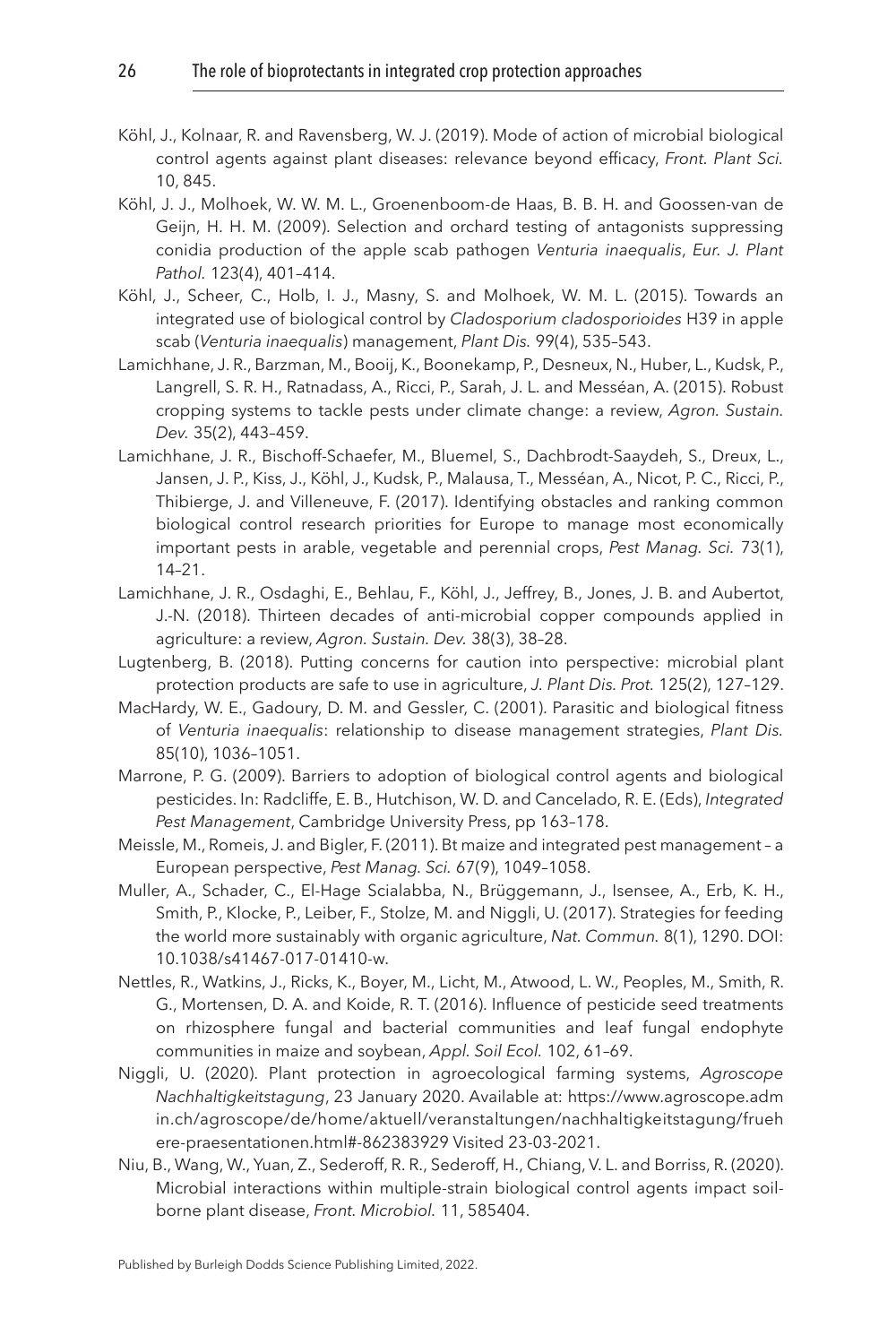Köhl, J., Kolnaar, R. and Ravensberg, W. J. (2019). Mode of action of microbial biological control agents against plant diseases: relevance beyond efficacy, *Front. Plant Sci.* 10, 845.

Köhl, J. J., Molhoek, W. W. M. L., Groenenboom-de Haas, B. B. H. and Goossen-van de Geijn, H. H. M. (2009). Selection and orchard testing of antagonists suppressing conidia production of the apple scab pathogen *Venturia inaequalis*, *Eur. J. Plant Pathol.* 123(4), 401–414.

Köhl, J., Scheer, C., Holb, I. J., Masny, S. and Molhoek, W. M. L. (2015). Towards an integrated use of biological control by *Cladosporium cladosporioides* H39 in apple scab (*Venturia inaequalis*) management, *Plant Dis.* 99(4), 535–543.

Lamichhane, J. R., Barzman, M., Booij, K., Boonekamp, P., Desneux, N., Huber, L., Kudsk, P., Langrell, S. R. H., Ratnadass, A., Ricci, P., Sarah, J. L. and Messéan, A. (2015). Robust cropping systems to tackle pests under climate change: a review, *Agron. Sustain. Dev.* 35(2), 443–459.

Lamichhane, J. R., Bischoff-Schaefer, M., Bluemel, S., Dachbrodt-Saaydeh, S., Dreux, L., Jansen, J. P., Kiss, J., Köhl, J., Kudsk, P., Malausa, T., Messéan, A., Nicot, P. C., Ricci, P., Thibierge, J. and Villeneuve, F. (2017). Identifying obstacles and ranking common biological control research priorities for Europe to manage most economically important pests in arable, vegetable and perennial crops, *Pest Manag. Sci.* 73(1), 14–21.

Lamichhane, J. R., Osdaghi, E., Behlau, F., Köhl, J., Jeffrey, B., Jones, J. B. and Aubertot, J.-N. (2018). Thirteen decades of anti-microbial copper compounds applied in agriculture: a review, *Agron. Sustain. Dev.* 38(3), 38–28.

Lugtenberg, B. (2018). Putting concerns for caution into perspective: microbial plant protection products are safe to use in agriculture, *J. Plant Dis. Prot.* 125(2), 127–129.

MacHardy, W. E., Gadoury, D. M. and Gessler, C. (2001). Parasitic and biological fitness of *Venturia inaequalis*: relationship to disease management strategies, *Plant Dis.* 85(10), 1036–1051.

Marrone, P. G. (2009). Barriers to adoption of biological control agents and biological pesticides. In: Radcliffe, E. B., Hutchison, W. D. and Cancelado, R. E. (Eds), *Integrated Pest Management*, Cambridge University Press, pp 163–178.

Meissle, M., Romeis, J. and Bigler, F. (2011). Bt maize and integrated pest management – a European perspective, *Pest Manag. Sci.* 67(9), 1049–1058.

Muller, A., Schader, C., El-Hage Scialabba, N., Brüggemann, J., Isensee, A., Erb, K. H., Smith, P., Klocke, P., Leiber, F., Stolze, M. and Niggli, U. (2017). Strategies for feeding the world more sustainably with organic agriculture, *Nat. Commun.* 8(1), 1290. DOI: 10.1038/s41467-017-01410-w.

Nettles, R., Watkins, J., Ricks, K., Boyer, M., Licht, M., Atwood, L. W., Peoples, M., Smith, R. G., Mortensen, D. A. and Koide, R. T. (2016). Influence of pesticide seed treatments on rhizosphere fungal and bacterial communities and leaf fungal endophyte communities in maize and soybean, *Appl. Soil Ecol.* 102, 61–69.

Niggli, U. (2020). Plant protection in agroecological farming systems, *Agroscope Nachhaltigkeitstagung*, 23 January 2020. Available at: https://www.agroscope.admin.ch/agroscope/de/home/aktuell/veranstaltungen/nachhaltigkeitstagung/fruehere-praesentationen.html#-862383929 Visited 23-03-2021.

Niu, B., Wang, W., Yuan, Z., Sederoff, R. R., Sederoff, H., Chiang, V. L. and Borriss, R. (2020). Microbial interactions within multiple-strain biological control agents impact soil-borne plant disease, *Front. Microbiol.* 11, 585404.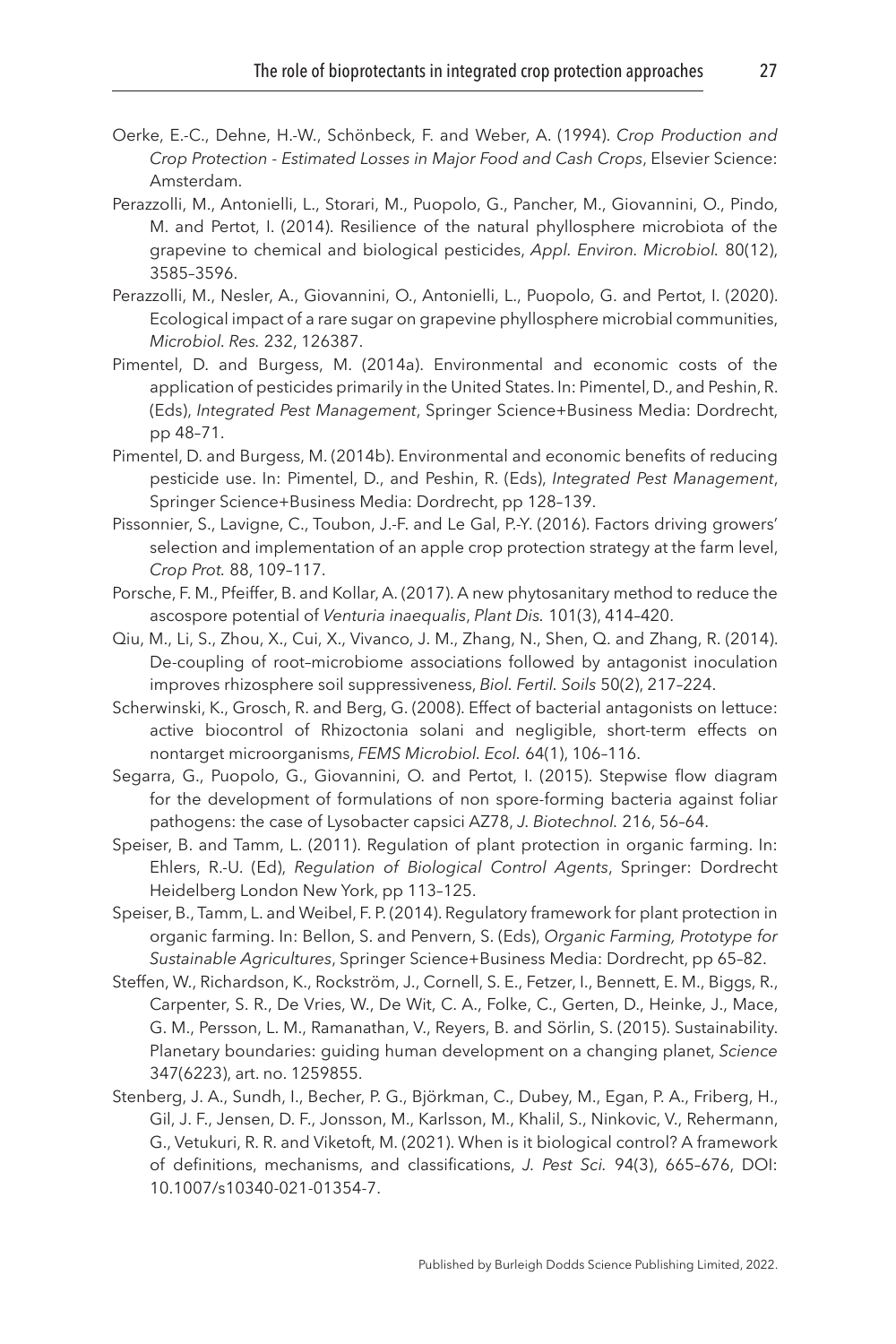Oerke, E.-C., Dehne, H.-W., Schönbeck, F. and Weber, A. (1994). *Crop Production and Crop Protection - Estimated Losses in Major Food and Cash Crops*, Elsevier Science: Amsterdam.

Perazzolli, M., Antonielli, L., Storari, M., Puopolo, G., Pancher, M., Giovannini, O., Pindo, M. and Pertot, I. (2014). Resilience of the natural phyllosphere microbiota of the grapevine to chemical and biological pesticides, *Appl. Environ. Microbiol.* 80(12), 3585–3596.

Perazzolli, M., Nesler, A., Giovannini, O., Antonielli, L., Puopolo, G. and Pertot, I. (2020). Ecological impact of a rare sugar on grapevine phyllosphere microbial communities, *Microbiol. Res.* 232, 126387.

Pimentel, D. and Burgess, M. (2014a). Environmental and economic costs of the application of pesticides primarily in the United States. In: Pimentel, D., and Peshin, R. (Eds), *Integrated Pest Management*, Springer Science+Business Media: Dordrecht, pp 48–71.

Pimentel, D. and Burgess, M. (2014b). Environmental and economic benefits of reducing pesticide use. In: Pimentel, D., and Peshin, R. (Eds), *Integrated Pest Management*, Springer Science+Business Media: Dordrecht, pp 128–139.

Pissonnier, S., Lavigne, C., Toubon, J.-F. and Le Gal, P.-Y. (2016). Factors driving growers' selection and implementation of an apple crop protection strategy at the farm level, *Crop Prot.* 88, 109–117.

Porsche, F. M., Pfeiffer, B. and Kollar, A. (2017). A new phytosanitary method to reduce the ascospore potential of *Venturia inaequalis*, *Plant Dis.* 101(3), 414–420.

Qiu, M., Li, S., Zhou, X., Cui, X., Vivanco, J. M., Zhang, N., Shen, Q. and Zhang, R. (2014). De-coupling of root–microbiome associations followed by antagonist inoculation improves rhizosphere soil suppressiveness, *Biol. Fertil. Soils* 50(2), 217–224.

Scherwinski, K., Grosch, R. and Berg, G. (2008). Effect of bacterial antagonists on lettuce: active biocontrol of Rhizoctonia solani and negligible, short-term effects on nontarget microorganisms, *FEMS Microbiol. Ecol.* 64(1), 106–116.

Segarra, G., Puopolo, G., Giovannini, O. and Pertot, I. (2015). Stepwise flow diagram for the development of formulations of non spore-forming bacteria against foliar pathogens: the case of Lysobacter capsici AZ78, *J. Biotechnol.* 216, 56–64.

Speiser, B. and Tamm, L. (2011). Regulation of plant protection in organic farming. In: Ehlers, R.-U. (Ed), *Regulation of Biological Control Agents*, Springer: Dordrecht Heidelberg London New York, pp 113–125.

Speiser, B., Tamm, L. and Weibel, F. P. (2014). Regulatory framework for plant protection in organic farming. In: Bellon, S. and Penvern, S. (Eds), *Organic Farming, Prototype for Sustainable Agricultures*, Springer Science+Business Media: Dordrecht, pp 65–82.

Steffen, W., Richardson, K., Rockström, J., Cornell, S. E., Fetzer, I., Bennett, E. M., Biggs, R., Carpenter, S. R., De Vries, W., De Wit, C. A., Folke, C., Gerten, D., Heinke, J., Mace, G. M., Persson, L. M., Ramanathan, V., Reyers, B. and Sörlin, S. (2015). Sustainability. Planetary boundaries: guiding human development on a changing planet, *Science* 347(6223), art. no. 1259855.

Stenberg, J. A., Sundh, I., Becher, P. G., Björkman, C., Dubey, M., Egan, P. A., Friberg, H., Gil, J. F., Jensen, D. F., Jonsson, M., Karlsson, M., Khalil, S., Ninkovic, V., Rehermann, G., Vetukuri, R. R. and Viketoft, M. (2021). When is it biological control? A framework of definitions, mechanisms, and classifications, *J. Pest Sci.* 94(3), 665–676, DOI: 10.1007/s10340-021-01354-7.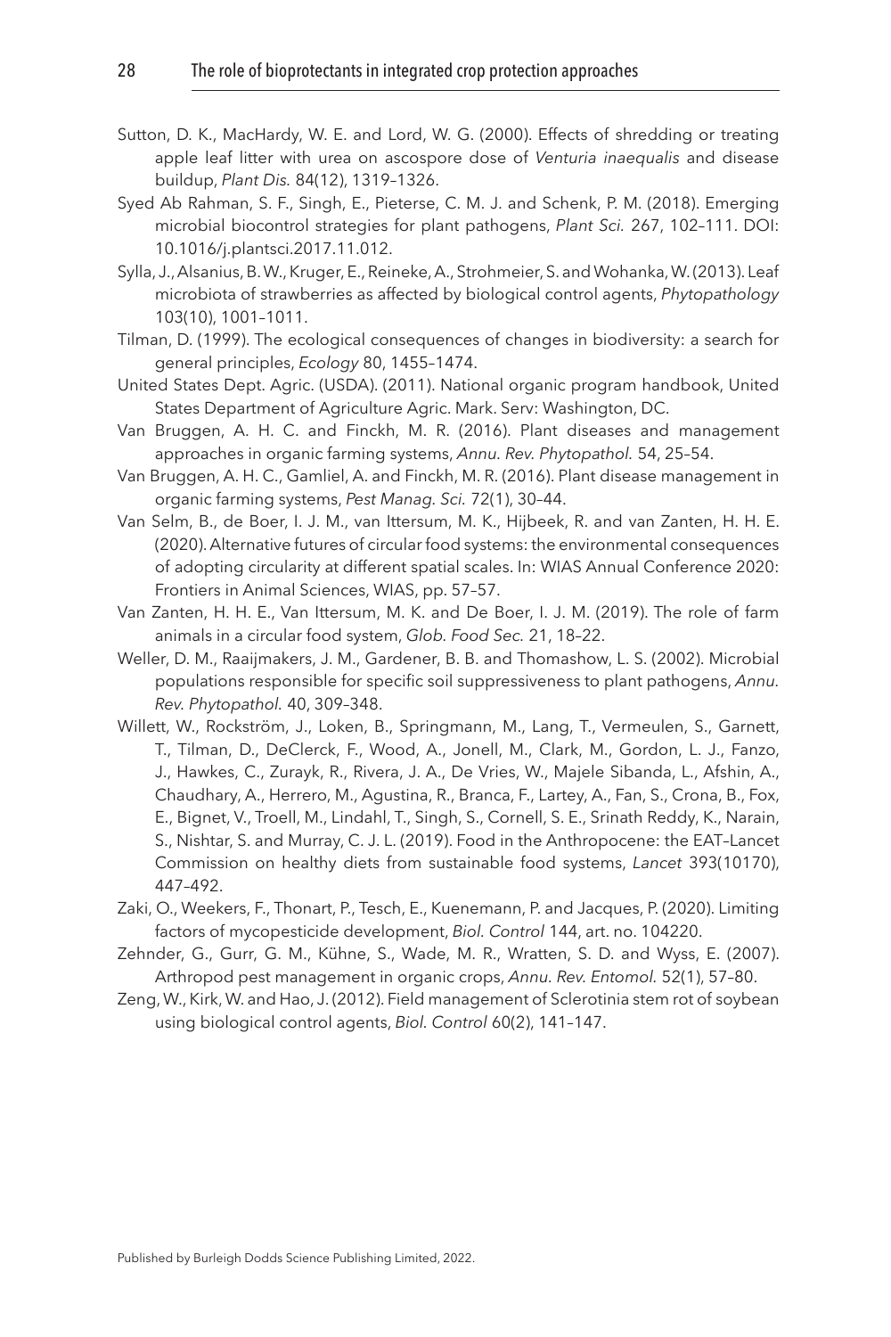Sutton, D. K., MacHardy, W. E. and Lord, W. G. (2000). Effects of shredding or treating apple leaf litter with urea on ascospore dose of *Venturia inaequalis* and disease buildup, *Plant Dis.* 84(12), 1319–1326.

Syed Ab Rahman, S. F., Singh, E., Pieterse, C. M. J. and Schenk, P. M. (2018). Emerging microbial biocontrol strategies for plant pathogens, *Plant Sci.* 267, 102–111. DOI: 10.1016/j.plantsci.2017.11.012.

Sylla, J., Alsanius, B. W., Kruger, E., Reineke, A., Strohmeier, S. and Wohanka, W. (2013). Leaf microbiota of strawberries as affected by biological control agents, *Phytopathology* 103(10), 1001–1011.

Tilman, D. (1999). The ecological consequences of changes in biodiversity: a search for general principles, *Ecology* 80, 1455–1474.

United States Dept. Agric. (USDA). (2011). National organic program handbook, United States Department of Agriculture Agric. Mark. Serv: Washington, DC.

Van Bruggen, A. H. C. and Finckh, M. R. (2016). Plant diseases and management approaches in organic farming systems, *Annu. Rev. Phytopathol.* 54, 25–54.

Van Bruggen, A. H. C., Gamliel, A. and Finckh, M. R. (2016). Plant disease management in organic farming systems, *Pest Manag. Sci.* 72(1), 30–44.

Van Selm, B., de Boer, I. J. M., van Ittersum, M. K., Hijbeek, R. and van Zanten, H. H. E. (2020). Alternative futures of circular food systems: the environmental consequences of adopting circularity at different spatial scales. In: WIAS Annual Conference 2020: Frontiers in Animal Sciences, WIAS, pp. 57–57.

Van Zanten, H. H. E., Van Ittersum, M. K. and De Boer, I. J. M. (2019). The role of farm animals in a circular food system, *Glob. Food Sec.* 21, 18–22.

Weller, D. M., Raaijmakers, J. M., Gardener, B. B. and Thomashow, L. S. (2002). Microbial populations responsible for specific soil suppressiveness to plant pathogens, *Annu. Rev. Phytopathol.* 40, 309–348.

Willett, W., Rockström, J., Loken, B., Springmann, M., Lang, T., Vermeulen, S., Garnett, T., Tilman, D., DeClerck, F., Wood, A., Jonell, M., Clark, M., Gordon, L. J., Fanzo, J., Hawkes, C., Zurayk, R., Rivera, J. A., De Vries, W., Majele Sibanda, L., Afshin, A., Chaudhary, A., Herrero, M., Agustina, R., Branca, F., Lartey, A., Fan, S., Crona, B., Fox, E., Bignet, V., Troell, M., Lindahl, T., Singh, S., Cornell, S. E., Srinath Reddy, K., Narain, S., Nishtar, S. and Murray, C. J. L. (2019). Food in the Anthropocene: the EAT–Lancet Commission on healthy diets from sustainable food systems, *Lancet* 393(10170), 447–492.

Zaki, O., Weekers, F., Thonart, P., Tesch, E., Kuenemann, P. and Jacques, P. (2020). Limiting factors of mycopesticide development, *Biol. Control* 144, art. no. 104220.

Zehnder, G., Gurr, G. M., Kühne, S., Wade, M. R., Wratten, S. D. and Wyss, E. (2007). Arthropod pest management in organic crops, *Annu. Rev. Entomol.* 52(1), 57–80.

Zeng, W., Kirk, W. and Hao, J. (2012). Field management of Sclerotinia stem rot of soybean using biological control agents, *Biol. Control* 60(2), 141–147.